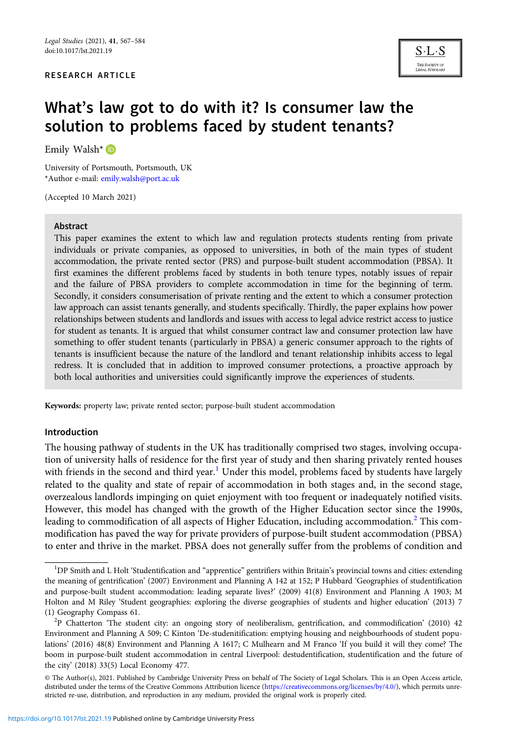RESEARCH ARTICLE

# What's law got to do with it? Is consumer law the solution to problems faced by student tenants?

Emily Walsh*

University of Portsmouth, Portsmouth, UK
*Author e-mail: emily.walsh@port.ac.uk

(Accepted 10 March 2021)

## Abstract

This paper examines the extent to which law and regulation protects students renting from private individuals or private companies, as opposed to universities, in both of the main types of student accommodation, the private rented sector (PRS) and purpose-built student accommodation (PBSA). It first examines the different problems faced by students in both tenure types, notably issues of repair and the failure of PBSA providers to complete accommodation in time for the beginning of term. Secondly, it considers consumerisation of private renting and the extent to which a consumer protection law approach can assist tenants generally, and students specifically. Thirdly, the paper explains how power relationships between students and landlords and issues with access to legal advice restrict access to justice for student as tenants. It is argued that whilst consumer contract law and consumer protection law have something to offer student tenants (particularly in PBSA) a generic consumer approach to the rights of tenants is insufficient because the nature of the landlord and tenant relationship inhibits access to legal redress. It is concluded that in addition to improved consumer protections, a proactive approach by both local authorities and universities could significantly improve the experiences of students.

**Keywords:** property law; private rented sector; purpose-built student accommodation

## Introduction

The housing pathway of students in the UK has traditionally comprised two stages, involving occupation of university halls of residence for the first year of study and then sharing privately rented houses with friends in the second and third year.[1] Under this model, problems faced by students have largely related to the quality and state of repair of accommodation in both stages and, in the second stage, overzealous landlords impinging on quiet enjoyment with too frequent or inadequately notified visits. However, this model has changed with the growth of the Higher Education sector since the 1990s, leading to commodification of all aspects of Higher Education, including accommodation.[2] This commodification has paved the way for private providers of purpose-built student accommodation (PBSA) to enter and thrive in the market. PBSA does not generally suffer from the problems of condition and

---

[1] DP Smith and L Holt 'Studentification and "apprentice" gentrifiers within Britain's provincial towns and cities: extending the meaning of gentrification' (2007) Environment and Planning A 142 at 152; P Hubbard 'Geographies of studentification and purpose-built student accommodation: leading separate lives?' (2009) 41(8) Environment and Planning A 1903; M Holton and M Riley 'Student geographies: exploring the diverse geographies of students and higher education' (2013) 7 (1) Geography Compass 61.

[2] P Chatterton 'The student city: an ongoing story of neoliberalism, gentrification, and commodification' (2010) 42 Environment and Planning A 509; C Kinton 'De-studentification: emptying housing and neighbourhoods of student populations' (2016) 48(8) Environment and Planning A 1617; C Mulhearn and M Franco 'If you build it will they come? The boom in purpose-built student accommodation in central Liverpool: destudentification, studentification and the future of the city' (2018) 33(5) Local Economy 477.

© The Author(s), 2021. Published by Cambridge University Press on behalf of The Society of Legal Scholars. This is an Open Access article, distributed under the terms of the Creative Commons Attribution licence (https://creativecommons.org/licenses/by/4.0/), which permits unrestricted re-use, distribution, and reproduction in any medium, provided the original work is properly cited.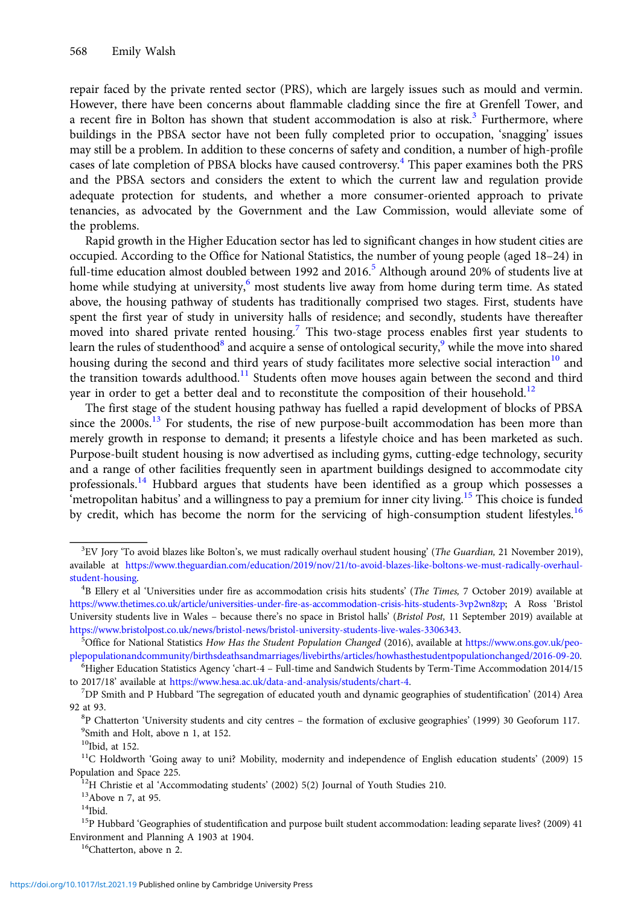repair faced by the private rented sector (PRS), which are largely issues such as mould and vermin. However, there have been concerns about flammable cladding since the fire at Grenfell Tower, and a recent fire in Bolton has shown that student accommodation is also at risk.[3] Furthermore, where buildings in the PBSA sector have not been fully completed prior to occupation, 'snagging' issues may still be a problem. In addition to these concerns of safety and condition, a number of high-profile cases of late completion of PBSA blocks have caused controversy.[4] This paper examines both the PRS and the PBSA sectors and considers the extent to which the current law and regulation provide adequate protection for students, and whether a more consumer-oriented approach to private tenancies, as advocated by the Government and the Law Commission, would alleviate some of the problems.

Rapid growth in the Higher Education sector has led to significant changes in how student cities are occupied. According to the Office for National Statistics, the number of young people (aged 18–24) in full-time education almost doubled between 1992 and 2016.[5] Although around 20% of students live at home while studying at university,[6] most students live away from home during term time. As stated above, the housing pathway of students has traditionally comprised two stages. First, students have spent the first year of study in university halls of residence; and secondly, students have thereafter moved into shared private rented housing.[7] This two-stage process enables first year students to learn the rules of studenthood[8] and acquire a sense of ontological security,[9] while the move into shared housing during the second and third years of study facilitates more selective social interaction[10] and the transition towards adulthood.[11] Students often move houses again between the second and third year in order to get a better deal and to reconstitute the composition of their household.[12]

The first stage of the student housing pathway has fuelled a rapid development of blocks of PBSA since the 2000s.[13] For students, the rise of new purpose-built accommodation has been more than merely growth in response to demand; it presents a lifestyle choice and has been marketed as such. Purpose-built student housing is now advertised as including gyms, cutting-edge technology, security and a range of other facilities frequently seen in apartment buildings designed to accommodate city professionals.[14] Hubbard argues that students have been identified as a group which possesses a 'metropolitan habitus' and a willingness to pay a premium for inner city living.[15] This choice is funded by credit, which has become the norm for the servicing of high-consumption student lifestyles.[16]

---

[3] EV Jory 'To avoid blazes like Bolton's, we must radically overhaul student housing' (*The Guardian*, 21 November 2019), available at https://www.theguardian.com/education/2019/nov/21/to-avoid-blazes-like-boltons-we-must-radically-overhaul-student-housing.

[4] B Ellery et al 'Universities under fire as accommodation crisis hits students' (*The Times*, 7 October 2019) available at https://www.thetimes.co.uk/article/universities-under-fire-as-accommodation-crisis-hits-students-3vp2wn8zp; A Ross 'Bristol University students live in Wales – because there's no space in Bristol halls' (*Bristol Post*, 11 September 2019) available at https://www.bristolpost.co.uk/news/bristol-news/bristol-university-students-live-wales-3306343.

[5] Office for National Statistics *How Has the Student Population Changed* (2016), available at https://www.ons.gov.uk/peoplepopulationandcommunity/birthsdeathsandmarriages/livebirths/articles/howhasthestudentpopulationchanged/2016-09-20.

[6] Higher Education Statistics Agency 'chart-4 – Full-time and Sandwich Students by Term-Time Accommodation 2014/15 to 2017/18' available at https://www.hesa.ac.uk/data-and-analysis/students/chart-4.

[7] DP Smith and P Hubbard 'The segregation of educated youth and dynamic geographies of studentification' (2014) Area 92 at 93.

[8] P Chatterton 'University students and city centres – the formation of exclusive geographies' (1999) 30 Geoforum 117.

[9] Smith and Holt, above n 1, at 152.

[10] Ibid, at 152.

[11] C Holdworth 'Going away to uni? Mobility, modernity and independence of English education students' (2009) 15 Population and Space 225.

[12] H Christie et al 'Accommodating students' (2002) 5(2) Journal of Youth Studies 210.

[13] Above n 7, at 95.

[14] Ibid.

[15] P Hubbard 'Geographies of studentification and purpose built student accommodation: leading separate lives? (2009) 41 Environment and Planning A 1903 at 1904.

[16] Chatterton, above n 2.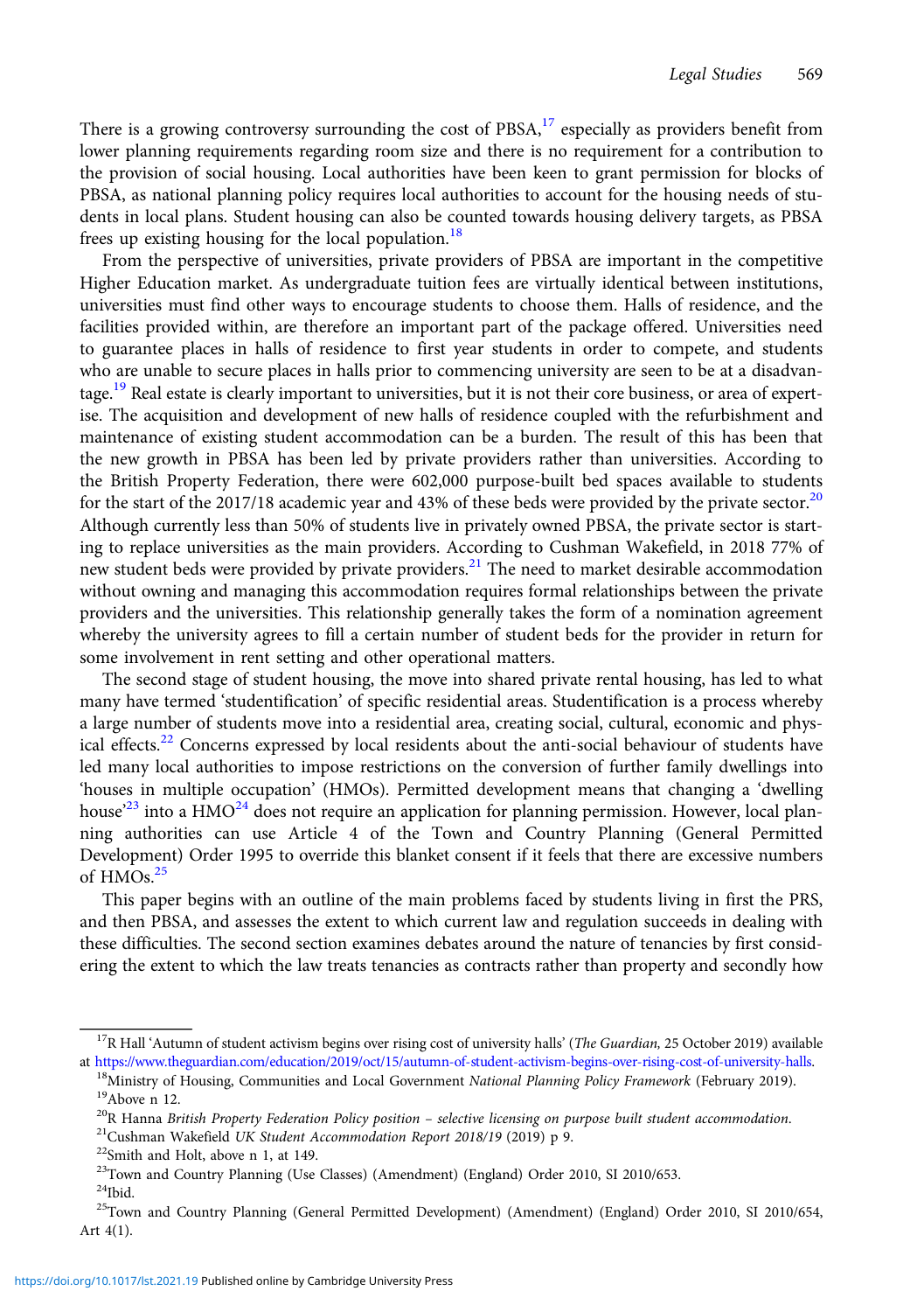There is a growing controversy surrounding the cost of PBSA,[17] especially as providers benefit from lower planning requirements regarding room size and there is no requirement for a contribution to the provision of social housing. Local authorities have been keen to grant permission for blocks of PBSA, as national planning policy requires local authorities to account for the housing needs of students in local plans. Student housing can also be counted towards housing delivery targets, as PBSA frees up existing housing for the local population.[18]

From the perspective of universities, private providers of PBSA are important in the competitive Higher Education market. As undergraduate tuition fees are virtually identical between institutions, universities must find other ways to encourage students to choose them. Halls of residence, and the facilities provided within, are therefore an important part of the package offered. Universities need to guarantee places in halls of residence to first year students in order to compete, and students who are unable to secure places in halls prior to commencing university are seen to be at a disadvantage.[19] Real estate is clearly important to universities, but it is not their core business, or area of expertise. The acquisition and development of new halls of residence coupled with the refurbishment and maintenance of existing student accommodation can be a burden. The result of this has been that the new growth in PBSA has been led by private providers rather than universities. According to the British Property Federation, there were 602,000 purpose-built bed spaces available to students for the start of the 2017/18 academic year and 43% of these beds were provided by the private sector.[20] Although currently less than 50% of students live in privately owned PBSA, the private sector is starting to replace universities as the main providers. According to Cushman Wakefield, in 2018 77% of new student beds were provided by private providers.[21] The need to market desirable accommodation without owning and managing this accommodation requires formal relationships between the private providers and the universities. This relationship generally takes the form of a nomination agreement whereby the university agrees to fill a certain number of student beds for the provider in return for some involvement in rent setting and other operational matters.

The second stage of student housing, the move into shared private rental housing, has led to what many have termed 'studentification' of specific residential areas. Studentification is a process whereby a large number of students move into a residential area, creating social, cultural, economic and physical effects.[22] Concerns expressed by local residents about the anti-social behaviour of students have led many local authorities to impose restrictions on the conversion of further family dwellings into 'houses in multiple occupation' (HMOs). Permitted development means that changing a 'dwelling house'[23] into a HMO[24] does not require an application for planning permission. However, local planning authorities can use Article 4 of the Town and Country Planning (General Permitted Development) Order 1995 to override this blanket consent if it feels that there are excessive numbers of HMOs.[25]

This paper begins with an outline of the main problems faced by students living in first the PRS, and then PBSA, and assesses the extent to which current law and regulation succeeds in dealing with these difficulties. The second section examines debates around the nature of tenancies by first considering the extent to which the law treats tenancies as contracts rather than property and secondly how

---

[17] R Hall 'Autumn of student activism begins over rising cost of university halls' (*The Guardian*, 25 October 2019) available at https://www.theguardian.com/education/2019/oct/15/autumn-of-student-activism-begins-over-rising-cost-of-university-halls.

[18] Ministry of Housing, Communities and Local Government *National Planning Policy Framework* (February 2019).

[19] Above n 12.

[20] R Hanna *British Property Federation Policy position – selective licensing on purpose built student accommodation*.

[21] Cushman Wakefield *UK Student Accommodation Report 2018/19* (2019) p 9.

[22] Smith and Holt, above n 1, at 149.

[23] Town and Country Planning (Use Classes) (Amendment) (England) Order 2010, SI 2010/653.

[24] Ibid.

[25] Town and Country Planning (General Permitted Development) (Amendment) (England) Order 2010, SI 2010/654, Art 4(1).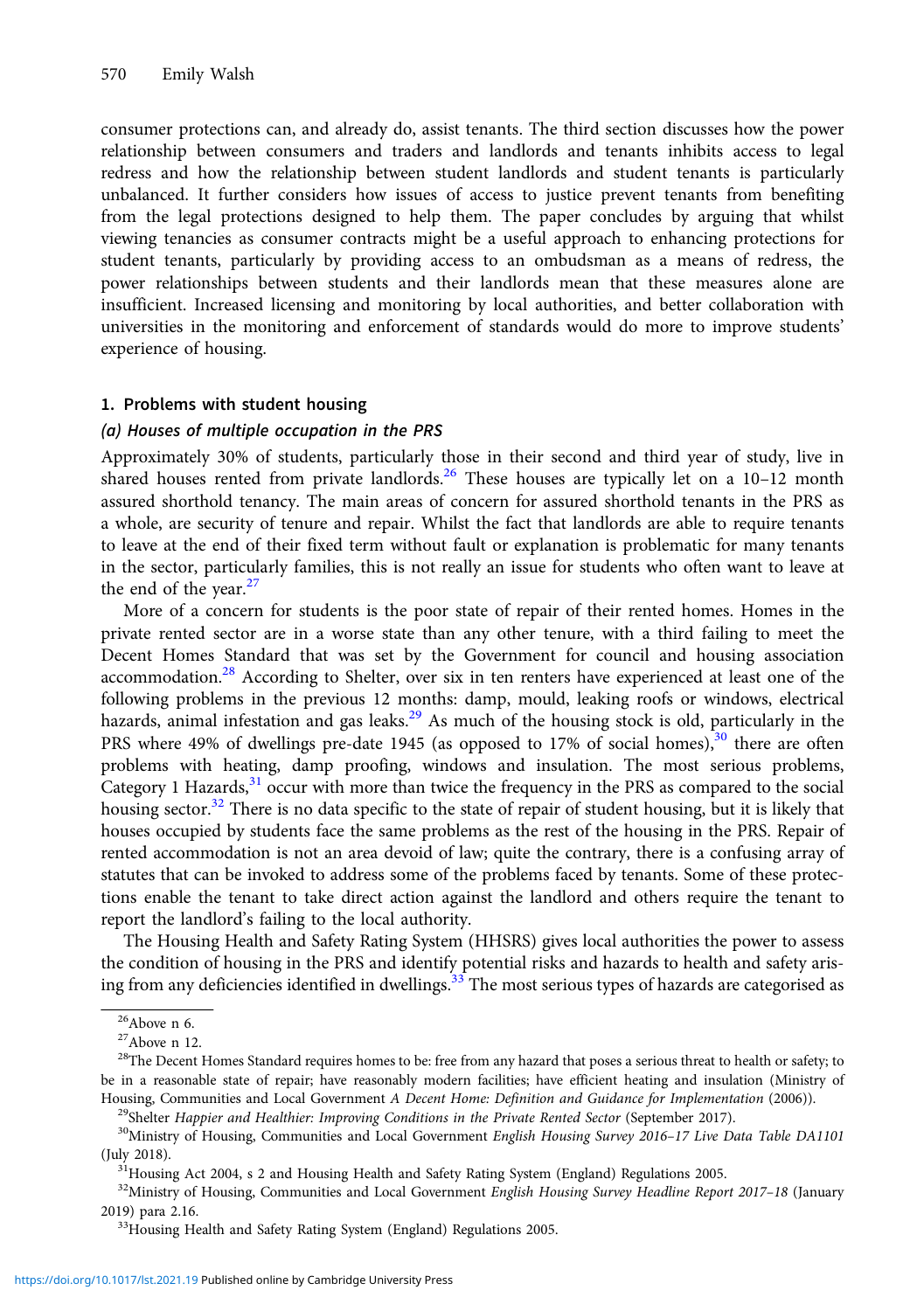consumer protections can, and already do, assist tenants. The third section discusses how the power relationship between consumers and traders and landlords and tenants inhibits access to legal redress and how the relationship between student landlords and student tenants is particularly unbalanced. It further considers how issues of access to justice prevent tenants from benefiting from the legal protections designed to help them. The paper concludes by arguing that whilst viewing tenancies as consumer contracts might be a useful approach to enhancing protections for student tenants, particularly by providing access to an ombudsman as a means of redress, the power relationships between students and their landlords mean that these measures alone are insufficient. Increased licensing and monitoring by local authorities, and better collaboration with universities in the monitoring and enforcement of standards would do more to improve students' experience of housing.

## 1. Problems with student housing

### *(a) Houses of multiple occupation in the PRS*

Approximately 30% of students, particularly those in their second and third year of study, live in shared houses rented from private landlords.[26] These houses are typically let on a 10–12 month assured shorthold tenancy. The main areas of concern for assured shorthold tenants in the PRS as a whole, are security of tenure and repair. Whilst the fact that landlords are able to require tenants to leave at the end of their fixed term without fault or explanation is problematic for many tenants in the sector, particularly families, this is not really an issue for students who often want to leave at the end of the year.[27]

More of a concern for students is the poor state of repair of their rented homes. Homes in the private rented sector are in a worse state than any other tenure, with a third failing to meet the Decent Homes Standard that was set by the Government for council and housing association accommodation.[28] According to Shelter, over six in ten renters have experienced at least one of the following problems in the previous 12 months: damp, mould, leaking roofs or windows, electrical hazards, animal infestation and gas leaks.[29] As much of the housing stock is old, particularly in the PRS where 49% of dwellings pre-date 1945 (as opposed to 17% of social homes),[30] there are often problems with heating, damp proofing, windows and insulation. The most serious problems, Category 1 Hazards,[31] occur with more than twice the frequency in the PRS as compared to the social housing sector.[32] There is no data specific to the state of repair of student housing, but it is likely that houses occupied by students face the same problems as the rest of the housing in the PRS. Repair of rented accommodation is not an area devoid of law; quite the contrary, there is a confusing array of statutes that can be invoked to address some of the problems faced by tenants. Some of these protections enable the tenant to take direct action against the landlord and others require the tenant to report the landlord's failing to the local authority.

The Housing Health and Safety Rating System (HHSRS) gives local authorities the power to assess the condition of housing in the PRS and identify potential risks and hazards to health and safety arising from any deficiencies identified in dwellings.[33] The most serious types of hazards are categorised as

---

[26] Above n 6.

[27] Above n 12.

[28] The Decent Homes Standard requires homes to be: free from any hazard that poses a serious threat to health or safety; to be in a reasonable state of repair; have reasonably modern facilities; have efficient heating and insulation (Ministry of Housing, Communities and Local Government *A Decent Home: Definition and Guidance for Implementation* (2006)).

[29] Shelter *Happier and Healthier: Improving Conditions in the Private Rented Sector* (September 2017).

[30] Ministry of Housing, Communities and Local Government *English Housing Survey 2016–17 Live Data Table DA1101* (July 2018).

[31] Housing Act 2004, s 2 and Housing Health and Safety Rating System (England) Regulations 2005.

[32] Ministry of Housing, Communities and Local Government *English Housing Survey Headline Report 2017–18* (January 2019) para 2.16.

[33] Housing Health and Safety Rating System (England) Regulations 2005.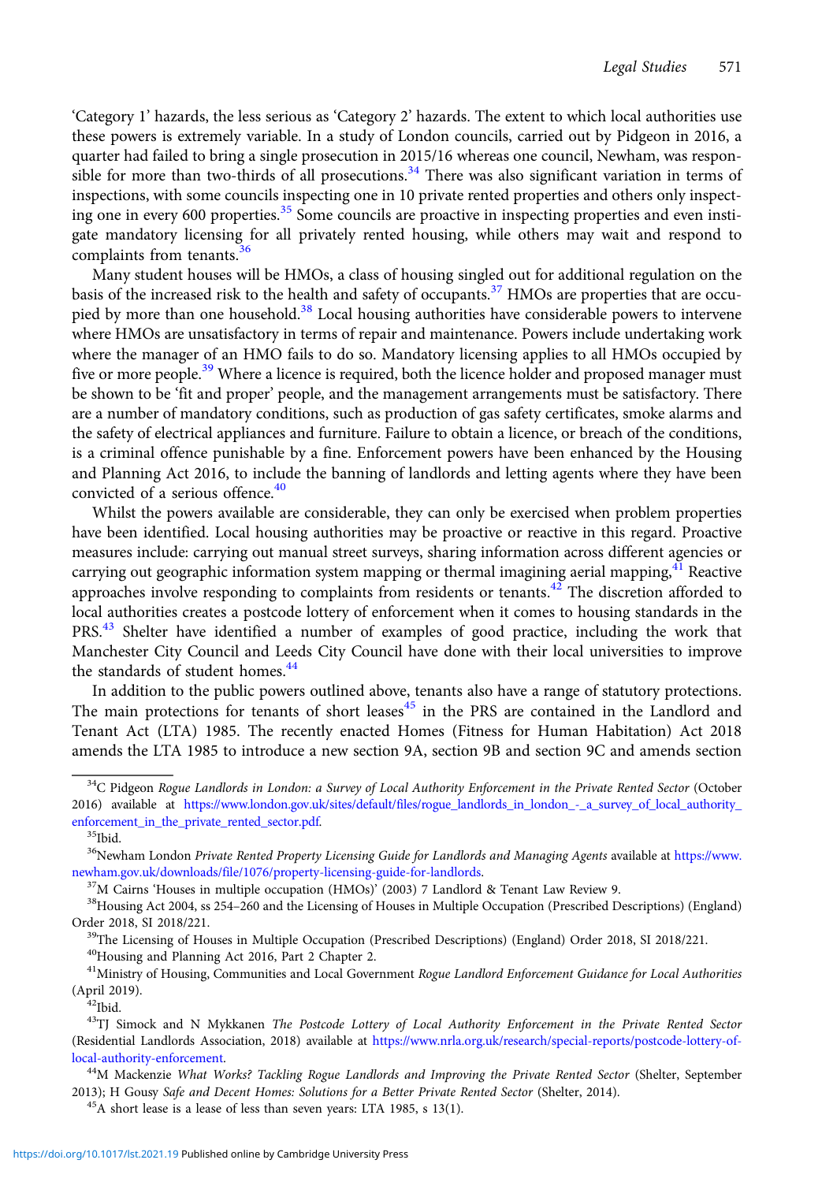'Category 1' hazards, the less serious as 'Category 2' hazards. The extent to which local authorities use these powers is extremely variable. In a study of London councils, carried out by Pidgeon in 2016, a quarter had failed to bring a single prosecution in 2015/16 whereas one council, Newham, was responsible for more than two-thirds of all prosecutions.[34] There was also significant variation in terms of inspections, with some councils inspecting one in 10 private rented properties and others only inspecting one in every 600 properties.[35] Some councils are proactive in inspecting properties and even instigate mandatory licensing for all privately rented housing, while others may wait and respond to complaints from tenants.[36]

Many student houses will be HMOs, a class of housing singled out for additional regulation on the basis of the increased risk to the health and safety of occupants.[37] HMOs are properties that are occupied by more than one household.[38] Local housing authorities have considerable powers to intervene where HMOs are unsatisfactory in terms of repair and maintenance. Powers include undertaking work where the manager of an HMO fails to do so. Mandatory licensing applies to all HMOs occupied by five or more people.[39] Where a licence is required, both the licence holder and proposed manager must be shown to be 'fit and proper' people, and the management arrangements must be satisfactory. There are a number of mandatory conditions, such as production of gas safety certificates, smoke alarms and the safety of electrical appliances and furniture. Failure to obtain a licence, or breach of the conditions, is a criminal offence punishable by a fine. Enforcement powers have been enhanced by the Housing and Planning Act 2016, to include the banning of landlords and letting agents where they have been convicted of a serious offence.[40]

Whilst the powers available are considerable, they can only be exercised when problem properties have been identified. Local housing authorities may be proactive or reactive in this regard. Proactive measures include: carrying out manual street surveys, sharing information across different agencies or carrying out geographic information system mapping or thermal imagining aerial mapping,[41] Reactive approaches involve responding to complaints from residents or tenants.[42] The discretion afforded to local authorities creates a postcode lottery of enforcement when it comes to housing standards in the PRS.[43] Shelter have identified a number of examples of good practice, including the work that Manchester City Council and Leeds City Council have done with their local universities to improve the standards of student homes.[44]

In addition to the public powers outlined above, tenants also have a range of statutory protections. The main protections for tenants of short leases[45] in the PRS are contained in the Landlord and Tenant Act (LTA) 1985. The recently enacted Homes (Fitness for Human Habitation) Act 2018 amends the LTA 1985 to introduce a new section 9A, section 9B and section 9C and amends section

---

[34] C Pidgeon *Rogue Landlords in London: a Survey of Local Authority Enforcement in the Private Rented Sector* (October 2016) available at https://www.london.gov.uk/sites/default/files/rogue_landlords_in_london_-_a_survey_of_local_authority_enforcement_in_the_private_rented_sector.pdf.

[35] Ibid.

[36] Newham London *Private Rented Property Licensing Guide for Landlords and Managing Agents* available at https://www.newham.gov.uk/downloads/file/1076/property-licensing-guide-for-landlords.

[37] M Cairns 'Houses in multiple occupation (HMOs)' (2003) 7 Landlord & Tenant Law Review 9.

[38] Housing Act 2004, ss 254–260 and the Licensing of Houses in Multiple Occupation (Prescribed Descriptions) (England) Order 2018, SI 2018/221.

[39] The Licensing of Houses in Multiple Occupation (Prescribed Descriptions) (England) Order 2018, SI 2018/221.

[40] Housing and Planning Act 2016, Part 2 Chapter 2.

[41] Ministry of Housing, Communities and Local Government *Rogue Landlord Enforcement Guidance for Local Authorities* (April 2019).

[42] Ibid.

[43] TJ Simock and N Mykkanen *The Postcode Lottery of Local Authority Enforcement in the Private Rented Sector* (Residential Landlords Association, 2018) available at https://www.nrla.org.uk/research/special-reports/postcode-lottery-of-local-authority-enforcement.

[44] M Mackenzie *What Works? Tackling Rogue Landlords and Improving the Private Rented Sector* (Shelter, September 2013); H Gousy *Safe and Decent Homes: Solutions for a Better Private Rented Sector* (Shelter, 2014).

[45] A short lease is a lease of less than seven years: LTA 1985, s 13(1).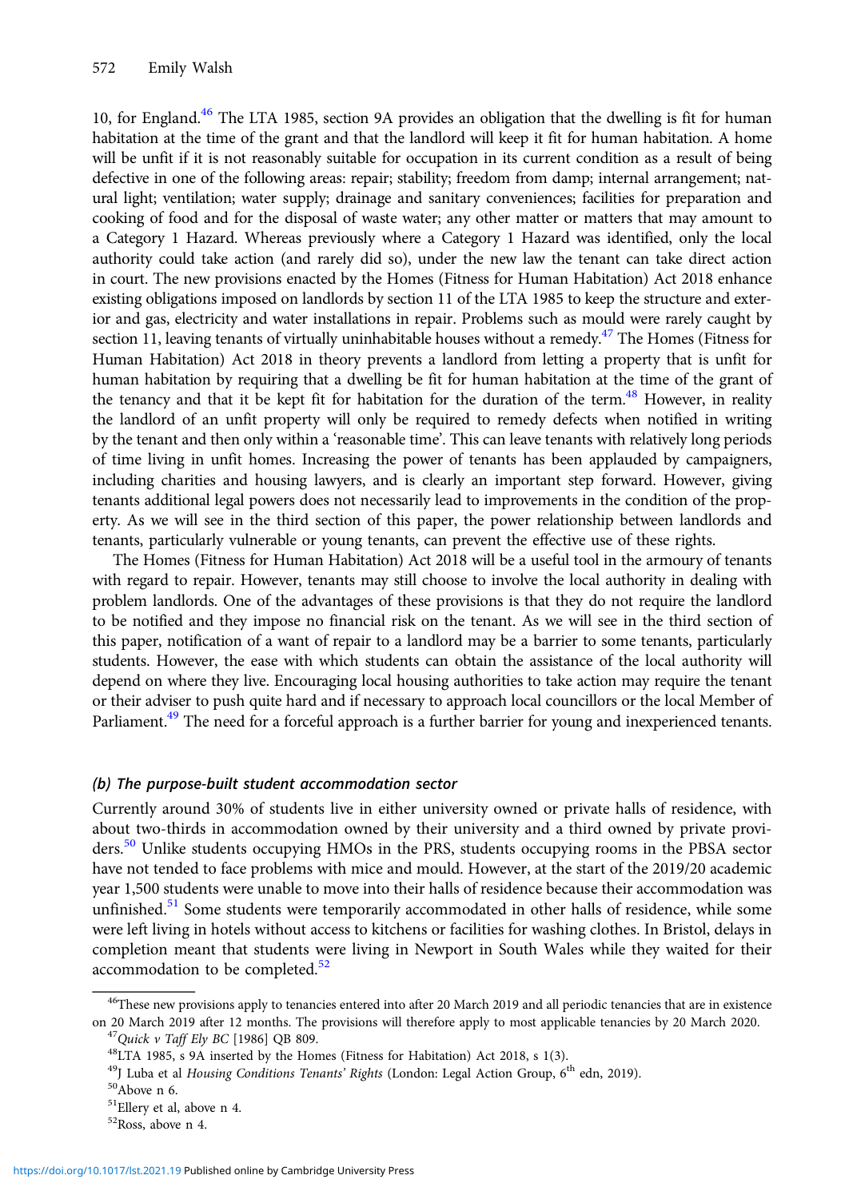10, for England.[46] The LTA 1985, section 9A provides an obligation that the dwelling is fit for human habitation at the time of the grant and that the landlord will keep it fit for human habitation. A home will be unfit if it is not reasonably suitable for occupation in its current condition as a result of being defective in one of the following areas: repair; stability; freedom from damp; internal arrangement; natural light; ventilation; water supply; drainage and sanitary conveniences; facilities for preparation and cooking of food and for the disposal of waste water; any other matter or matters that may amount to a Category 1 Hazard. Whereas previously where a Category 1 Hazard was identified, only the local authority could take action (and rarely did so), under the new law the tenant can take direct action in court. The new provisions enacted by the Homes (Fitness for Human Habitation) Act 2018 enhance existing obligations imposed on landlords by section 11 of the LTA 1985 to keep the structure and exterior and gas, electricity and water installations in repair. Problems such as mould were rarely caught by section 11, leaving tenants of virtually uninhabitable houses without a remedy.[47] The Homes (Fitness for Human Habitation) Act 2018 in theory prevents a landlord from letting a property that is unfit for human habitation by requiring that a dwelling be fit for human habitation at the time of the grant of the tenancy and that it be kept fit for habitation for the duration of the term.[48] However, in reality the landlord of an unfit property will only be required to remedy defects when notified in writing by the tenant and then only within a 'reasonable time'. This can leave tenants with relatively long periods of time living in unfit homes. Increasing the power of tenants has been applauded by campaigners, including charities and housing lawyers, and is clearly an important step forward. However, giving tenants additional legal powers does not necessarily lead to improvements in the condition of the property. As we will see in the third section of this paper, the power relationship between landlords and tenants, particularly vulnerable or young tenants, can prevent the effective use of these rights.

The Homes (Fitness for Human Habitation) Act 2018 will be a useful tool in the armoury of tenants with regard to repair. However, tenants may still choose to involve the local authority in dealing with problem landlords. One of the advantages of these provisions is that they do not require the landlord to be notified and they impose no financial risk on the tenant. As we will see in the third section of this paper, notification of a want of repair to a landlord may be a barrier to some tenants, particularly students. However, the ease with which students can obtain the assistance of the local authority will depend on where they live. Encouraging local housing authorities to take action may require the tenant or their adviser to push quite hard and if necessary to approach local councillors or the local Member of Parliament.[49] The need for a forceful approach is a further barrier for young and inexperienced tenants.

### *(b) The purpose-built student accommodation sector*

Currently around 30% of students live in either university owned or private halls of residence, with about two-thirds in accommodation owned by their university and a third owned by private providers.[50] Unlike students occupying HMOs in the PRS, students occupying rooms in the PBSA sector have not tended to face problems with mice and mould. However, at the start of the 2019/20 academic year 1,500 students were unable to move into their halls of residence because their accommodation was unfinished.[51] Some students were temporarily accommodated in other halls of residence, while some were left living in hotels without access to kitchens or facilities for washing clothes. In Bristol, delays in completion meant that students were living in Newport in South Wales while they waited for their accommodation to be completed.[52]

---

[46] These new provisions apply to tenancies entered into after 20 March 2019 and all periodic tenancies that are in existence on 20 March 2019 after 12 months. The provisions will therefore apply to most applicable tenancies by 20 March 2020.

[47] *Quick v Taff Ely BC* [1986] QB 809.

[48] LTA 1985, s 9A inserted by the Homes (Fitness for Habitation) Act 2018, s 1(3).

[49] J Luba et al *Housing Conditions Tenants' Rights* (London: Legal Action Group, 6th edn, 2019).

[50] Above n 6.

[51] Ellery et al, above n 4.

[52] Ross, above n 4.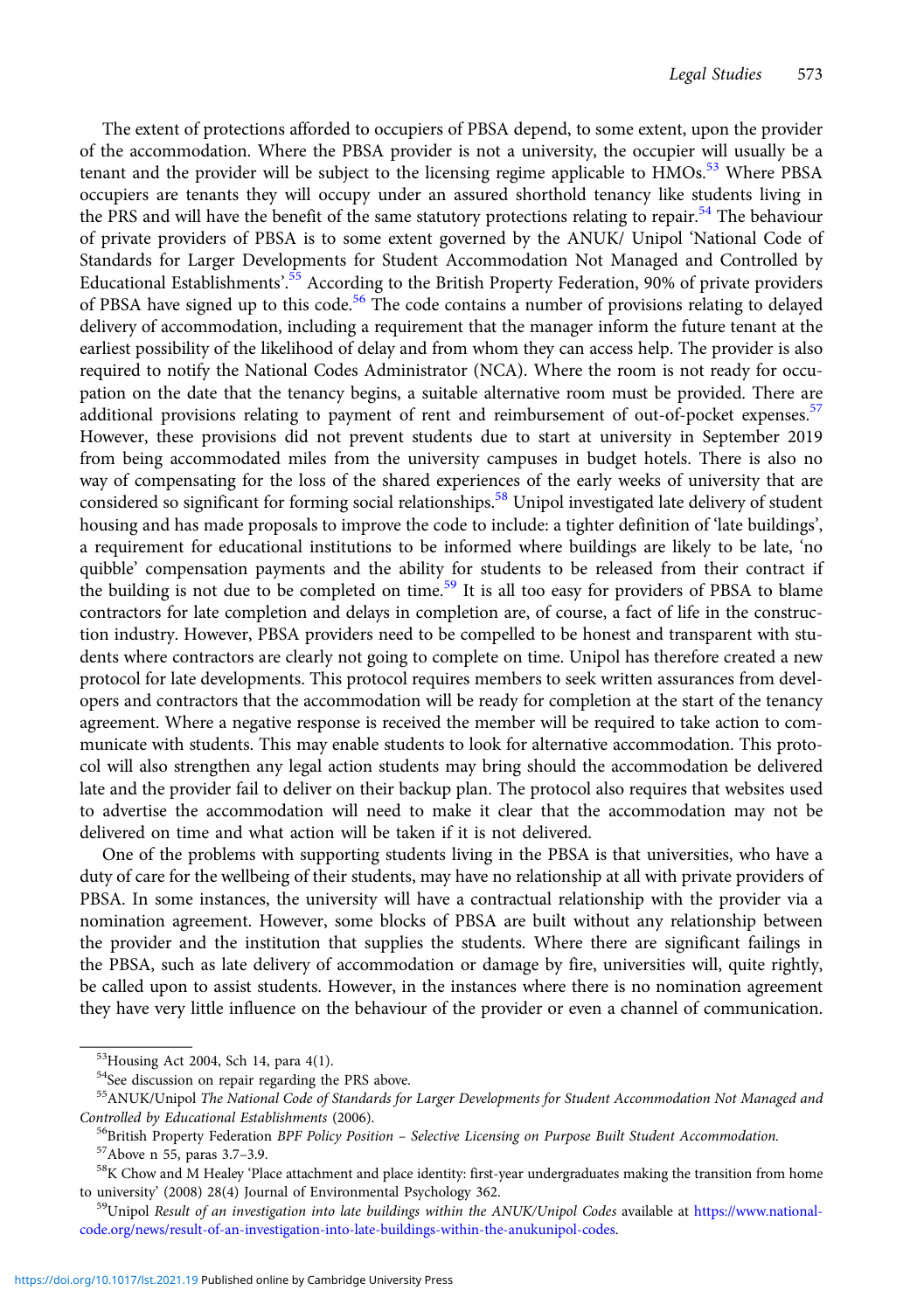The extent of protections afforded to occupiers of PBSA depend, to some extent, upon the provider of the accommodation. Where the PBSA provider is not a university, the occupier will usually be a tenant and the provider will be subject to the licensing regime applicable to HMOs.[53] Where PBSA occupiers are tenants they will occupy under an assured shorthold tenancy like students living in the PRS and will have the benefit of the same statutory protections relating to repair.[54] The behaviour of private providers of PBSA is to some extent governed by the ANUK/ Unipol 'National Code of Standards for Larger Developments for Student Accommodation Not Managed and Controlled by Educational Establishments'.[55] According to the British Property Federation, 90% of private providers of PBSA have signed up to this code.[56] The code contains a number of provisions relating to delayed delivery of accommodation, including a requirement that the manager inform the future tenant at the earliest possibility of the likelihood of delay and from whom they can access help. The provider is also required to notify the National Codes Administrator (NCA). Where the room is not ready for occupation on the date that the tenancy begins, a suitable alternative room must be provided. There are additional provisions relating to payment of rent and reimbursement of out-of-pocket expenses.[57] However, these provisions did not prevent students due to start at university in September 2019 from being accommodated miles from the university campuses in budget hotels. There is also no way of compensating for the loss of the shared experiences of the early weeks of university that are considered so significant for forming social relationships.[58] Unipol investigated late delivery of student housing and has made proposals to improve the code to include: a tighter definition of 'late buildings', a requirement for educational institutions to be informed where buildings are likely to be late, 'no quibble' compensation payments and the ability for students to be released from their contract if the building is not due to be completed on time.[59] It is all too easy for providers of PBSA to blame contractors for late completion and delays in completion are, of course, a fact of life in the construction industry. However, PBSA providers need to be compelled to be honest and transparent with students where contractors are clearly not going to complete on time. Unipol has therefore created a new protocol for late developments. This protocol requires members to seek written assurances from developers and contractors that the accommodation will be ready for completion at the start of the tenancy agreement. Where a negative response is received the member will be required to take action to communicate with students. This may enable students to look for alternative accommodation. This protocol will also strengthen any legal action students may bring should the accommodation be delivered late and the provider fail to deliver on their backup plan. The protocol also requires that websites used to advertise the accommodation will need to make it clear that the accommodation may not be delivered on time and what action will be taken if it is not delivered.

One of the problems with supporting students living in the PBSA is that universities, who have a duty of care for the wellbeing of their students, may have no relationship at all with private providers of PBSA. In some instances, the university will have a contractual relationship with the provider via a nomination agreement. However, some blocks of PBSA are built without any relationship between the provider and the institution that supplies the students. Where there are significant failings in the PBSA, such as late delivery of accommodation or damage by fire, universities will, quite rightly, be called upon to assist students. However, in the instances where there is no nomination agreement they have very little influence on the behaviour of the provider or even a channel of communication.

---

[53] Housing Act 2004, Sch 14, para 4(1).

[54] See discussion on repair regarding the PRS above.

[55] ANUK/Unipol *The National Code of Standards for Larger Developments for Student Accommodation Not Managed and Controlled by Educational Establishments* (2006).

[56] British Property Federation *BPF Policy Position – Selective Licensing on Purpose Built Student Accommodation.*

[57] Above n 55, paras 3.7–3.9.

[58] K Chow and M Healey 'Place attachment and place identity: first-year undergraduates making the transition from home to university' (2008) 28(4) Journal of Environmental Psychology 362.

[59] Unipol *Result of an investigation into late buildings within the ANUK/Unipol Codes* available at https://www.nationalcode.org/news/result-of-an-investigation-into-late-buildings-within-the-anukunipol-codes.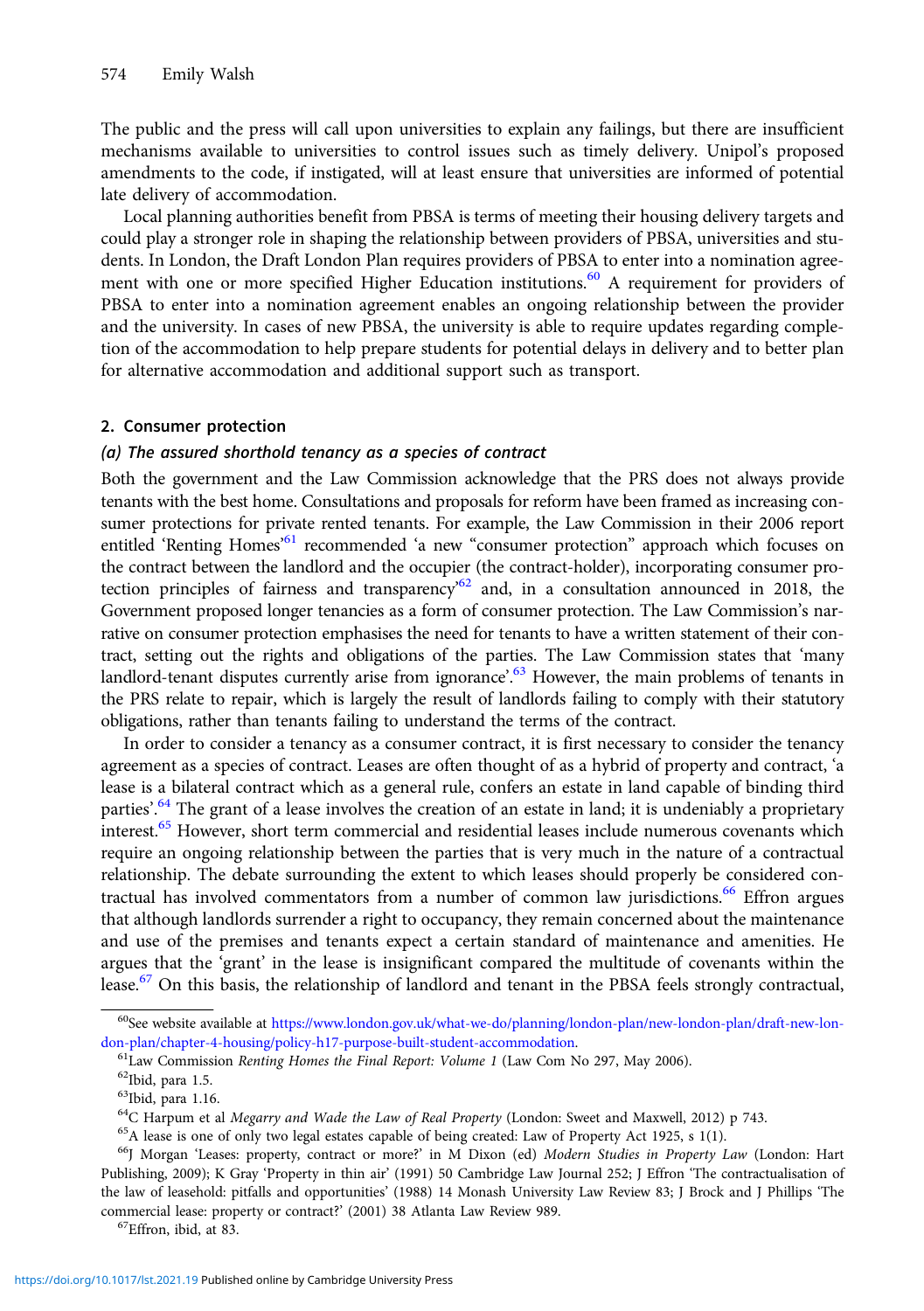The public and the press will call upon universities to explain any failings, but there are insufficient mechanisms available to universities to control issues such as timely delivery. Unipol's proposed amendments to the code, if instigated, will at least ensure that universities are informed of potential late delivery of accommodation.

Local planning authorities benefit from PBSA is terms of meeting their housing delivery targets and could play a stronger role in shaping the relationship between providers of PBSA, universities and students. In London, the Draft London Plan requires providers of PBSA to enter into a nomination agreement with one or more specified Higher Education institutions.[60] A requirement for providers of PBSA to enter into a nomination agreement enables an ongoing relationship between the provider and the university. In cases of new PBSA, the university is able to require updates regarding completion of the accommodation to help prepare students for potential delays in delivery and to better plan for alternative accommodation and additional support such as transport.

### 2. Consumer protection

#### *(a) The assured shorthold tenancy as a species of contract*

Both the government and the Law Commission acknowledge that the PRS does not always provide tenants with the best home. Consultations and proposals for reform have been framed as increasing consumer protections for private rented tenants. For example, the Law Commission in their 2006 report entitled 'Renting Homes'[61] recommended 'a new "consumer protection" approach which focuses on the contract between the landlord and the occupier (the contract-holder), incorporating consumer protection principles of fairness and transparency'[62] and, in a consultation announced in 2018, the Government proposed longer tenancies as a form of consumer protection. The Law Commission's narrative on consumer protection emphasises the need for tenants to have a written statement of their contract, setting out the rights and obligations of the parties. The Law Commission states that 'many landlord-tenant disputes currently arise from ignorance'.[63] However, the main problems of tenants in the PRS relate to repair, which is largely the result of landlords failing to comply with their statutory obligations, rather than tenants failing to understand the terms of the contract.

In order to consider a tenancy as a consumer contract, it is first necessary to consider the tenancy agreement as a species of contract. Leases are often thought of as a hybrid of property and contract, 'a lease is a bilateral contract which as a general rule, confers an estate in land capable of binding third parties'.[64] The grant of a lease involves the creation of an estate in land; it is undeniably a proprietary interest.[65] However, short term commercial and residential leases include numerous covenants which require an ongoing relationship between the parties that is very much in the nature of a contractual relationship. The debate surrounding the extent to which leases should properly be considered contractual has involved commentators from a number of common law jurisdictions.[66] Effron argues that although landlords surrender a right to occupancy, they remain concerned about the maintenance and use of the premises and tenants expect a certain standard of maintenance and amenities. He argues that the 'grant' in the lease is insignificant compared the multitude of covenants within the lease.[67] On this basis, the relationship of landlord and tenant in the PBSA feels strongly contractual,

---

[60] See website available at https://www.london.gov.uk/what-we-do/planning/london-plan/new-london-plan/draft-new-london-plan/chapter-4-housing/policy-h17-purpose-built-student-accommodation.

[61] Law Commission *Renting Homes the Final Report: Volume 1* (Law Com No 297, May 2006).

[62] Ibid, para 1.5.

[63] Ibid, para 1.16.

[64] C Harpum et al *Megarry and Wade the Law of Real Property* (London: Sweet and Maxwell, 2012) p 743.

[65] A lease is one of only two legal estates capable of being created: Law of Property Act 1925, s 1(1).

[66] J Morgan 'Leases: property, contract or more?' in M Dixon (ed) *Modern Studies in Property Law* (London: Hart Publishing, 2009); K Gray 'Property in thin air' (1991) 50 Cambridge Law Journal 252; J Effron 'The contractualisation of the law of leasehold: pitfalls and opportunities' (1988) 14 Monash University Law Review 83; J Brock and J Phillips 'The commercial lease: property or contract?' (2001) 38 Atlanta Law Review 989.

[67] Effron, ibid, at 83.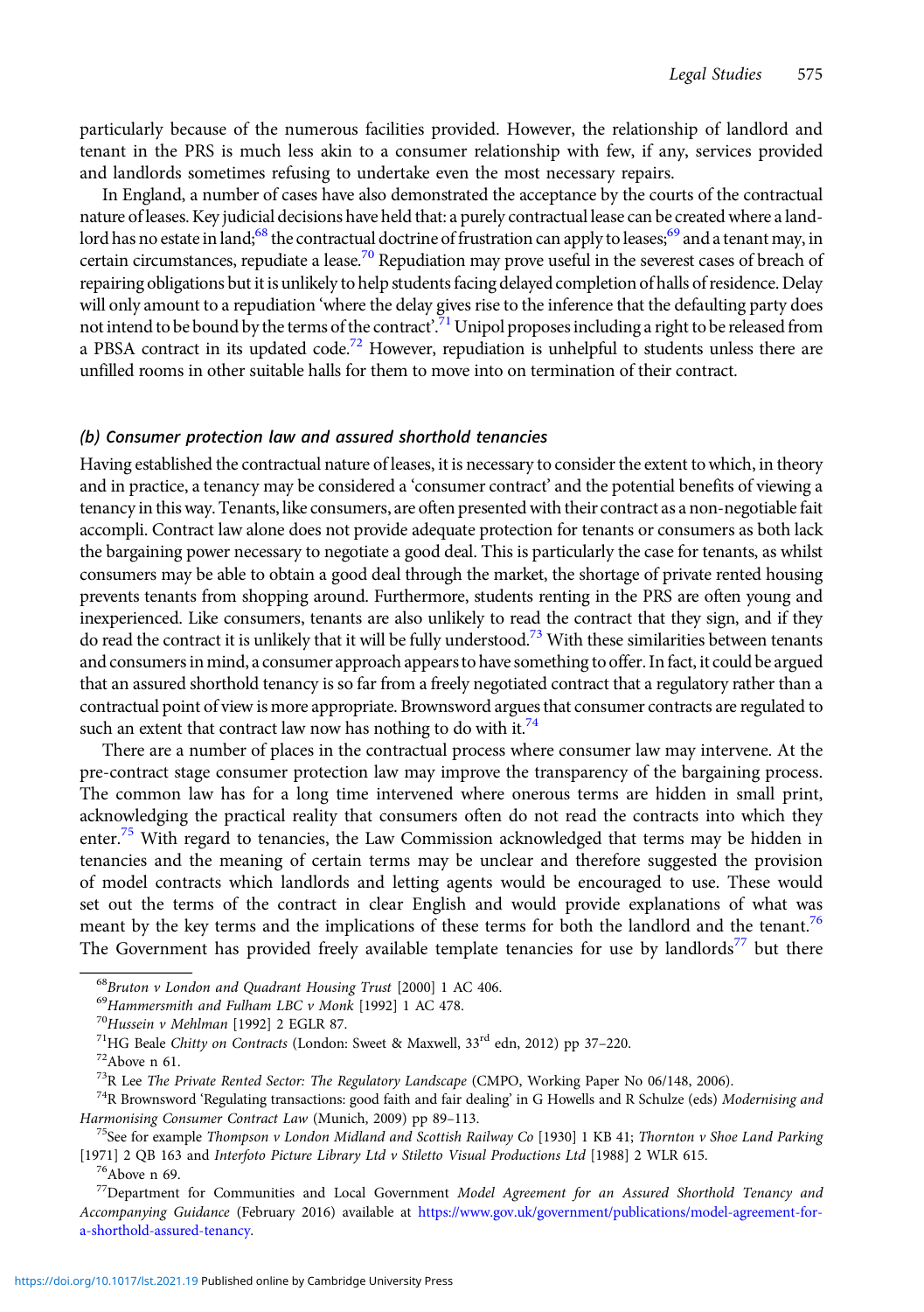particularly because of the numerous facilities provided. However, the relationship of landlord and tenant in the PRS is much less akin to a consumer relationship with few, if any, services provided and landlords sometimes refusing to undertake even the most necessary repairs.

In England, a number of cases have also demonstrated the acceptance by the courts of the contractual nature of leases. Key judicial decisions have held that: a purely contractual lease can be created where a landlord has no estate in land;[68] the contractual doctrine of frustration can apply to leases;[69] and a tenant may, in certain circumstances, repudiate a lease.[70] Repudiation may prove useful in the severest cases of breach of repairing obligations but it is unlikely to help students facing delayed completion of halls of residence. Delay will only amount to a repudiation 'where the delay gives rise to the inference that the defaulting party does not intend to be bound by the terms of the contract'.[71] Unipol proposes including a right to be released from a PBSA contract in its updated code.[72] However, repudiation is unhelpful to students unless there are unfilled rooms in other suitable halls for them to move into on termination of their contract.

### *(b) Consumer protection law and assured shorthold tenancies*

Having established the contractual nature of leases, it is necessary to consider the extent to which, in theory and in practice, a tenancy may be considered a 'consumer contract' and the potential benefits of viewing a tenancy in this way. Tenants, like consumers, are often presented with their contract as a non-negotiable fait accompli. Contract law alone does not provide adequate protection for tenants or consumers as both lack the bargaining power necessary to negotiate a good deal. This is particularly the case for tenants, as whilst consumers may be able to obtain a good deal through the market, the shortage of private rented housing prevents tenants from shopping around. Furthermore, students renting in the PRS are often young and inexperienced. Like consumers, tenants are also unlikely to read the contract that they sign, and if they do read the contract it is unlikely that it will be fully understood.[73] With these similarities between tenants and consumers in mind, a consumer approach appears to have something to offer. In fact, it could be argued that an assured shorthold tenancy is so far from a freely negotiated contract that a regulatory rather than a contractual point of view is more appropriate. Brownsword argues that consumer contracts are regulated to such an extent that contract law now has nothing to do with it.[74]

There are a number of places in the contractual process where consumer law may intervene. At the pre-contract stage consumer protection law may improve the transparency of the bargaining process. The common law has for a long time intervened where onerous terms are hidden in small print, acknowledging the practical reality that consumers often do not read the contracts into which they enter.[75] With regard to tenancies, the Law Commission acknowledged that terms may be hidden in tenancies and the meaning of certain terms may be unclear and therefore suggested the provision of model contracts which landlords and letting agents would be encouraged to use. These would set out the terms of the contract in clear English and would provide explanations of what was meant by the key terms and the implications of these terms for both the landlord and the tenant.[76] The Government has provided freely available template tenancies for use by landlords[77] but there

---

[68] *Bruton v London and Quadrant Housing Trust* [2000] 1 AC 406.

[69] *Hammersmith and Fulham LBC v Monk* [1992] 1 AC 478.

[70] *Hussein v Mehlman* [1992] 2 EGLR 87.

[71] HG Beale *Chitty on Contracts* (London: Sweet & Maxwell, 33rd edn, 2012) pp 37–220.

[72] Above n 61.

[73] R Lee *The Private Rented Sector: The Regulatory Landscape* (CMPO, Working Paper No 06/148, 2006).

[74] R Brownsword 'Regulating transactions: good faith and fair dealing' in G Howells and R Schulze (eds) *Modernising and Harmonising Consumer Contract Law* (Munich, 2009) pp 89–113.

[75] See for example *Thompson v London Midland and Scottish Railway Co* [1930] 1 KB 41; *Thornton v Shoe Land Parking* [1971] 2 QB 163 and *Interfoto Picture Library Ltd v Stiletto Visual Productions Ltd* [1988] 2 WLR 615.

[76] Above n 69.

[77] Department for Communities and Local Government *Model Agreement for an Assured Shorthold Tenancy and Accompanying Guidance* (February 2016) available at https://www.gov.uk/government/publications/model-agreement-for-a-shorthold-assured-tenancy.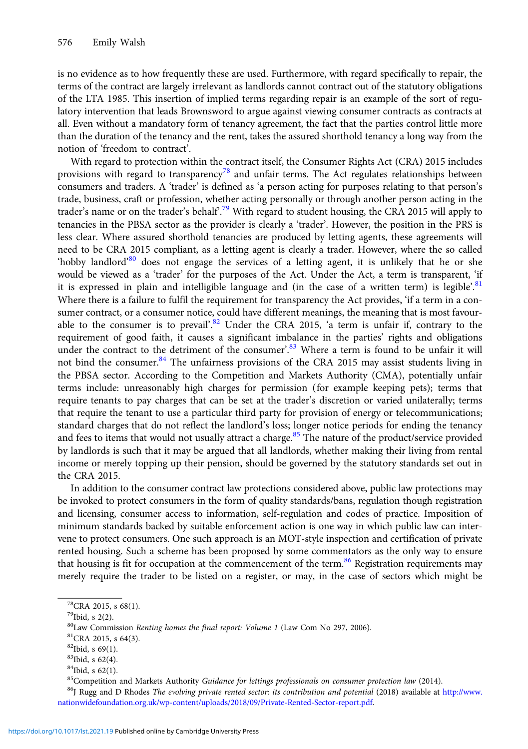is no evidence as to how frequently these are used. Furthermore, with regard specifically to repair, the terms of the contract are largely irrelevant as landlords cannot contract out of the statutory obligations of the LTA 1985. This insertion of implied terms regarding repair is an example of the sort of regulatory intervention that leads Brownsword to argue against viewing consumer contracts as contracts at all. Even without a mandatory form of tenancy agreement, the fact that the parties control little more than the duration of the tenancy and the rent, takes the assured shorthold tenancy a long way from the notion of 'freedom to contract'.

With regard to protection within the contract itself, the Consumer Rights Act (CRA) 2015 includes provisions with regard to transparency[78] and unfair terms. The Act regulates relationships between consumers and traders. A 'trader' is defined as 'a person acting for purposes relating to that person's trade, business, craft or profession, whether acting personally or through another person acting in the trader's name or on the trader's behalf'.[79] With regard to student housing, the CRA 2015 will apply to tenancies in the PBSA sector as the provider is clearly a 'trader'. However, the position in the PRS is less clear. Where assured shorthold tenancies are produced by letting agents, these agreements will need to be CRA 2015 compliant, as a letting agent is clearly a trader. However, where the so called 'hobby landlord'[80] does not engage the services of a letting agent, it is unlikely that he or she would be viewed as a 'trader' for the purposes of the Act. Under the Act, a term is transparent, 'if it is expressed in plain and intelligible language and (in the case of a written term) is legible'.[81] Where there is a failure to fulfil the requirement for transparency the Act provides, 'if a term in a consumer contract, or a consumer notice, could have different meanings, the meaning that is most favourable to the consumer is to prevail'.[82] Under the CRA 2015, 'a term is unfair if, contrary to the requirement of good faith, it causes a significant imbalance in the parties' rights and obligations under the contract to the detriment of the consumer'.[83] Where a term is found to be unfair it will not bind the consumer.[84] The unfairness provisions of the CRA 2015 may assist students living in the PBSA sector. According to the Competition and Markets Authority (CMA), potentially unfair terms include: unreasonably high charges for permission (for example keeping pets); terms that require tenants to pay charges that can be set at the trader's discretion or varied unilaterally; terms that require the tenant to use a particular third party for provision of energy or telecommunications; standard charges that do not reflect the landlord's loss; longer notice periods for ending the tenancy and fees to items that would not usually attract a charge.[85] The nature of the product/service provided by landlords is such that it may be argued that all landlords, whether making their living from rental income or merely topping up their pension, should be governed by the statutory standards set out in the CRA 2015.

In addition to the consumer contract law protections considered above, public law protections may be invoked to protect consumers in the form of quality standards/bans, regulation though registration and licensing, consumer access to information, self-regulation and codes of practice. Imposition of minimum standards backed by suitable enforcement action is one way in which public law can intervene to protect consumers. One such approach is an MOT-style inspection and certification of private rented housing. Such a scheme has been proposed by some commentators as the only way to ensure that housing is fit for occupation at the commencement of the term.[86] Registration requirements may merely require the trader to be listed on a register, or may, in the case of sectors which might be

---

[78] CRA 2015, s 68(1).

[79] Ibid, s 2(2).

[80] Law Commission *Renting homes the final report: Volume 1* (Law Com No 297, 2006).

[81] CRA 2015, s 64(3).

[82] Ibid, s 69(1).

[83] Ibid, s 62(4).

[84] Ibid, s 62(1).

[85] Competition and Markets Authority *Guidance for lettings professionals on consumer protection law* (2014).

[86] J Rugg and D Rhodes *The evolving private rented sector: its contribution and potential* (2018) available at http://www.nationwidefoundation.org.uk/wp-content/uploads/2018/09/Private-Rented-Sector-report.pdf.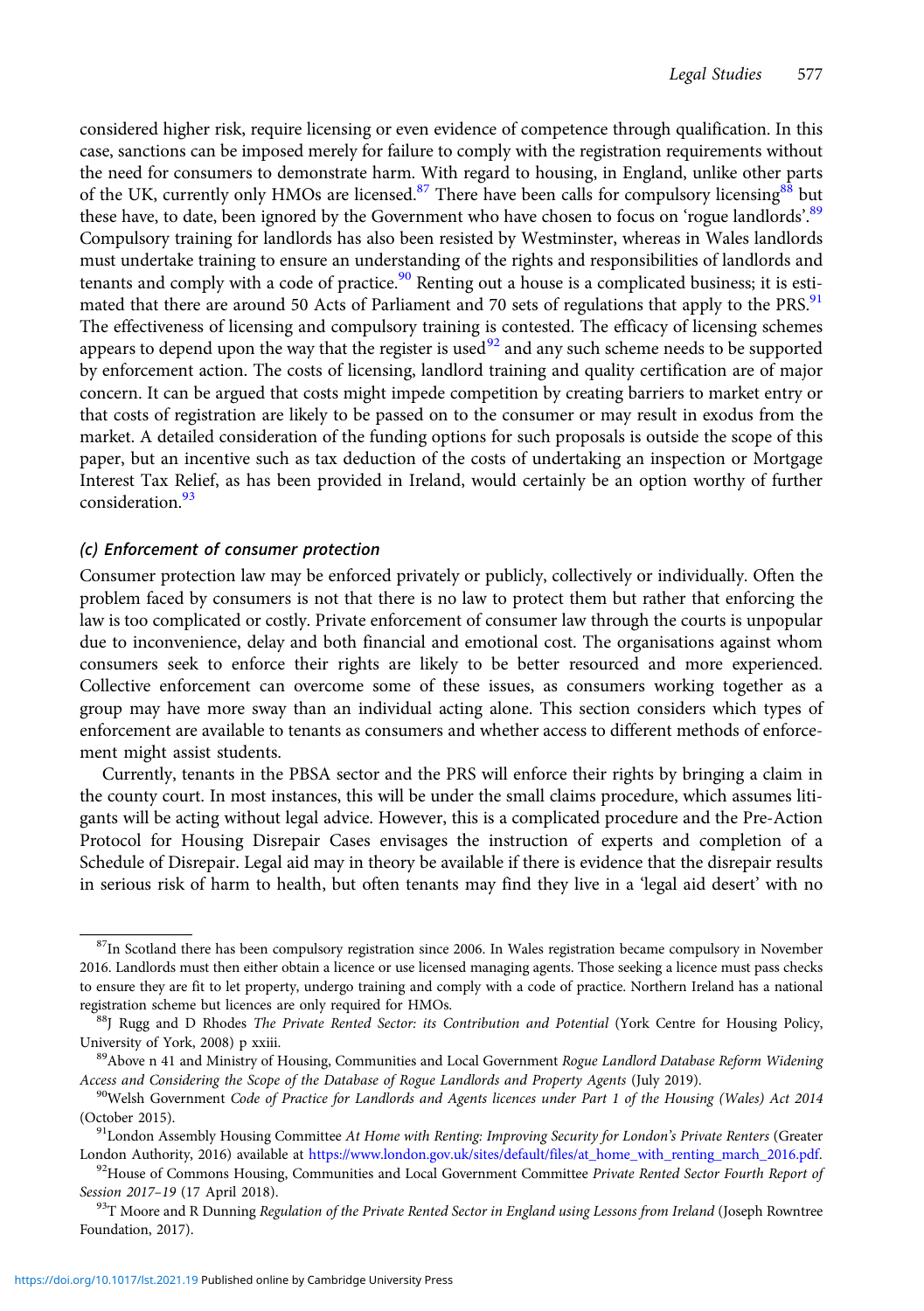considered higher risk, require licensing or even evidence of competence through qualification. In this case, sanctions can be imposed merely for failure to comply with the registration requirements without the need for consumers to demonstrate harm. With regard to housing, in England, unlike other parts of the UK, currently only HMOs are licensed.[87] There have been calls for compulsory licensing[88] but these have, to date, been ignored by the Government who have chosen to focus on 'rogue landlords'.[89] Compulsory training for landlords has also been resisted by Westminster, whereas in Wales landlords must undertake training to ensure an understanding of the rights and responsibilities of landlords and tenants and comply with a code of practice.[90] Renting out a house is a complicated business; it is estimated that there are around 50 Acts of Parliament and 70 sets of regulations that apply to the PRS.[91] The effectiveness of licensing and compulsory training is contested. The efficacy of licensing schemes appears to depend upon the way that the register is used[92] and any such scheme needs to be supported by enforcement action. The costs of licensing, landlord training and quality certification are of major concern. It can be argued that costs might impede competition by creating barriers to market entry or that costs of registration are likely to be passed on to the consumer or may result in exodus from the market. A detailed consideration of the funding options for such proposals is outside the scope of this paper, but an incentive such as tax deduction of the costs of undertaking an inspection or Mortgage Interest Tax Relief, as has been provided in Ireland, would certainly be an option worthy of further consideration.[93]

### *(c) Enforcement of consumer protection*

Consumer protection law may be enforced privately or publicly, collectively or individually. Often the problem faced by consumers is not that there is no law to protect them but rather that enforcing the law is too complicated or costly. Private enforcement of consumer law through the courts is unpopular due to inconvenience, delay and both financial and emotional cost. The organisations against whom consumers seek to enforce their rights are likely to be better resourced and more experienced. Collective enforcement can overcome some of these issues, as consumers working together as a group may have more sway than an individual acting alone. This section considers which types of enforcement are available to tenants as consumers and whether access to different methods of enforcement might assist students.

Currently, tenants in the PBSA sector and the PRS will enforce their rights by bringing a claim in the county court. In most instances, this will be under the small claims procedure, which assumes litigants will be acting without legal advice. However, this is a complicated procedure and the Pre-Action Protocol for Housing Disrepair Cases envisages the instruction of experts and completion of a Schedule of Disrepair. Legal aid may in theory be available if there is evidence that the disrepair results in serious risk of harm to health, but often tenants may find they live in a 'legal aid desert' with no

---

[87] In Scotland there has been compulsory registration since 2006. In Wales registration became compulsory in November 2016. Landlords must then either obtain a licence or use licensed managing agents. Those seeking a licence must pass checks to ensure they are fit to let property, undergo training and comply with a code of practice. Northern Ireland has a national registration scheme but licences are only required for HMOs.

[88] J Rugg and D Rhodes *The Private Rented Sector: its Contribution and Potential* (York Centre for Housing Policy, University of York, 2008) p xxiii.

[89] Above n 41 and Ministry of Housing, Communities and Local Government *Rogue Landlord Database Reform Widening Access and Considering the Scope of the Database of Rogue Landlords and Property Agents* (July 2019).

[90] Welsh Government *Code of Practice for Landlords and Agents licences under Part 1 of the Housing (Wales) Act 2014* (October 2015).

[91] London Assembly Housing Committee *At Home with Renting: Improving Security for London's Private Renters* (Greater London Authority, 2016) available at https://www.london.gov.uk/sites/default/files/at_home_with_renting_march_2016.pdf.

[92] House of Commons Housing, Communities and Local Government Committee *Private Rented Sector Fourth Report of Session 2017–19* (17 April 2018).

[93] T Moore and R Dunning *Regulation of the Private Rented Sector in England using Lessons from Ireland* (Joseph Rowntree Foundation, 2017).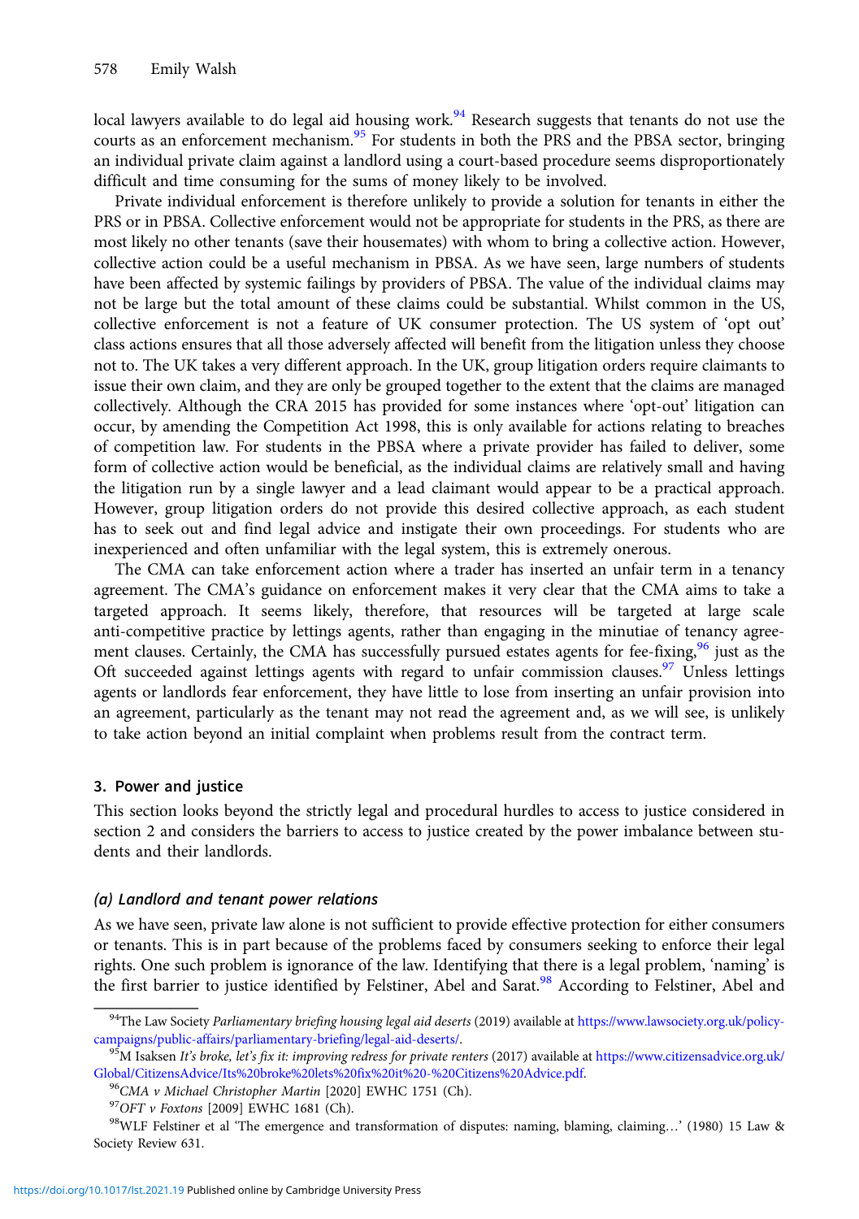local lawyers available to do legal aid housing work.[94] Research suggests that tenants do not use the courts as an enforcement mechanism.[95] For students in both the PRS and the PBSA sector, bringing an individual private claim against a landlord using a court-based procedure seems disproportionately difficult and time consuming for the sums of money likely to be involved.

Private individual enforcement is therefore unlikely to provide a solution for tenants in either the PRS or in PBSA. Collective enforcement would not be appropriate for students in the PRS, as there are most likely no other tenants (save their housemates) with whom to bring a collective action. However, collective action could be a useful mechanism in PBSA. As we have seen, large numbers of students have been affected by systemic failings by providers of PBSA. The value of the individual claims may not be large but the total amount of these claims could be substantial. Whilst common in the US, collective enforcement is not a feature of UK consumer protection. The US system of 'opt out' class actions ensures that all those adversely affected will benefit from the litigation unless they choose not to. The UK takes a very different approach. In the UK, group litigation orders require claimants to issue their own claim, and they are only be grouped together to the extent that the claims are managed collectively. Although the CRA 2015 has provided for some instances where 'opt-out' litigation can occur, by amending the Competition Act 1998, this is only available for actions relating to breaches of competition law. For students in the PBSA where a private provider has failed to deliver, some form of collective action would be beneficial, as the individual claims are relatively small and having the litigation run by a single lawyer and a lead claimant would appear to be a practical approach. However, group litigation orders do not provide this desired collective approach, as each student has to seek out and find legal advice and instigate their own proceedings. For students who are inexperienced and often unfamiliar with the legal system, this is extremely onerous.

The CMA can take enforcement action where a trader has inserted an unfair term in a tenancy agreement. The CMA's guidance on enforcement makes it very clear that the CMA aims to take a targeted approach. It seems likely, therefore, that resources will be targeted at large scale anti-competitive practice by lettings agents, rather than engaging in the minutiae of tenancy agreement clauses. Certainly, the CMA has successfully pursued estates agents for fee-fixing,[96] just as the Oft succeeded against lettings agents with regard to unfair commission clauses.[97] Unless lettings agents or landlords fear enforcement, they have little to lose from inserting an unfair provision into an agreement, particularly as the tenant may not read the agreement and, as we will see, is unlikely to take action beyond an initial complaint when problems result from the contract term.

## 3. Power and justice

This section looks beyond the strictly legal and procedural hurdles to access to justice considered in section 2 and considers the barriers to access to justice created by the power imbalance between students and their landlords.

### (a) Landlord and tenant power relations

As we have seen, private law alone is not sufficient to provide effective protection for either consumers or tenants. This is in part because of the problems faced by consumers seeking to enforce their legal rights. One such problem is ignorance of the law. Identifying that there is a legal problem, 'naming' is the first barrier to justice identified by Felstiner, Abel and Sarat.[98] According to Felstiner, Abel and

---

[94] The Law Society *Parliamentary briefing housing legal aid deserts* (2019) available at https://www.lawsociety.org.uk/policy-campaigns/public-affairs/parliamentary-briefing/legal-aid-deserts/.

[95] M Isaksen *It's broke, let's fix it: improving redress for private renters* (2017) available at https://www.citizensadvice.org.uk/Global/CitizensAdvice/Its%20broke%20lets%20fix%20it%20-%20Citizens%20Advice.pdf.

[96] *CMA v Michael Christopher Martin* [2020] EWHC 1751 (Ch).

[97] *OFT v Foxtons* [2009] EWHC 1681 (Ch).

[98] WLF Felstiner et al 'The emergence and transformation of disputes: naming, blaming, claiming…' (1980) 15 Law & Society Review 631.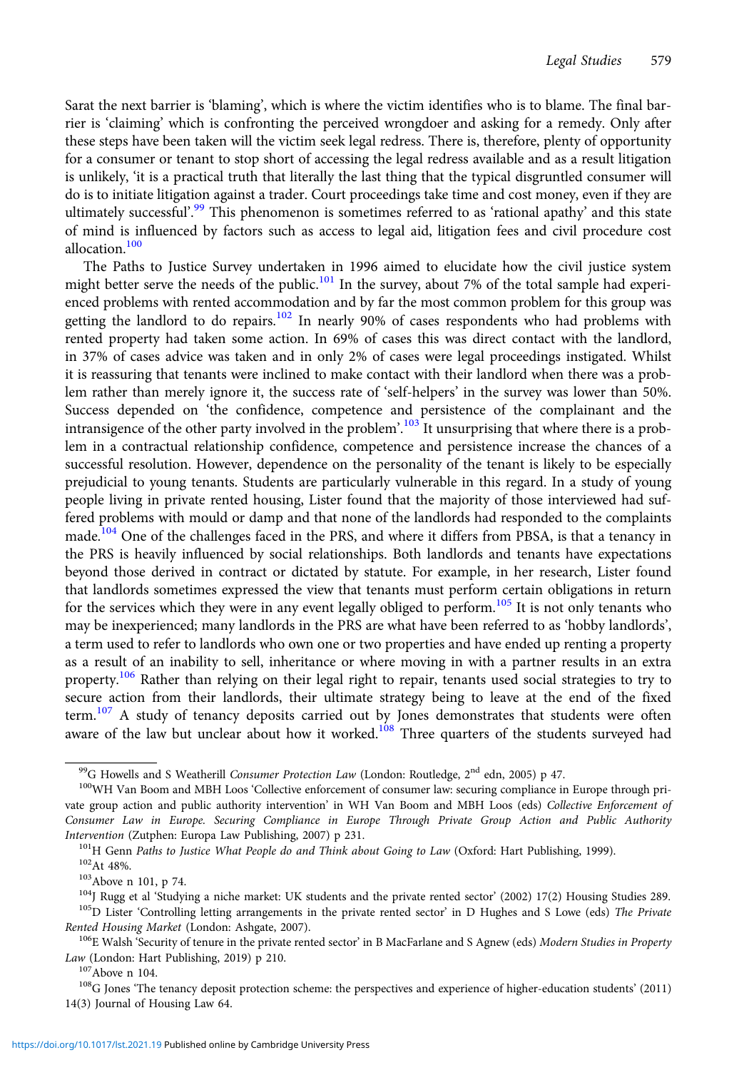Sarat the next barrier is 'blaming', which is where the victim identifies who is to blame. The final barrier is 'claiming' which is confronting the perceived wrongdoer and asking for a remedy. Only after these steps have been taken will the victim seek legal redress. There is, therefore, plenty of opportunity for a consumer or tenant to stop short of accessing the legal redress available and as a result litigation is unlikely, 'it is a practical truth that literally the last thing that the typical disgruntled consumer will do is to initiate litigation against a trader. Court proceedings take time and cost money, even if they are ultimately successful'.[99] This phenomenon is sometimes referred to as 'rational apathy' and this state of mind is influenced by factors such as access to legal aid, litigation fees and civil procedure cost allocation.[100]

The Paths to Justice Survey undertaken in 1996 aimed to elucidate how the civil justice system might better serve the needs of the public.[101] In the survey, about 7% of the total sample had experienced problems with rented accommodation and by far the most common problem for this group was getting the landlord to do repairs.[102] In nearly 90% of cases respondents who had problems with rented property had taken some action. In 69% of cases this was direct contact with the landlord, in 37% of cases advice was taken and in only 2% of cases were legal proceedings instigated. Whilst it is reassuring that tenants were inclined to make contact with their landlord when there was a problem rather than merely ignore it, the success rate of 'self-helpers' in the survey was lower than 50%. Success depended on 'the confidence, competence and persistence of the complainant and the intransigence of the other party involved in the problem'.[103] It unsurprising that where there is a problem in a contractual relationship confidence, competence and persistence increase the chances of a successful resolution. However, dependence on the personality of the tenant is likely to be especially prejudicial to young tenants. Students are particularly vulnerable in this regard. In a study of young people living in private rented housing, Lister found that the majority of those interviewed had suffered problems with mould or damp and that none of the landlords had responded to the complaints made.[104] One of the challenges faced in the PRS, and where it differs from PBSA, is that a tenancy in the PRS is heavily influenced by social relationships. Both landlords and tenants have expectations beyond those derived in contract or dictated by statute. For example, in her research, Lister found that landlords sometimes expressed the view that tenants must perform certain obligations in return for the services which they were in any event legally obliged to perform.[105] It is not only tenants who may be inexperienced; many landlords in the PRS are what have been referred to as 'hobby landlords', a term used to refer to landlords who own one or two properties and have ended up renting a property as a result of an inability to sell, inheritance or where moving in with a partner results in an extra property.[106] Rather than relying on their legal right to repair, tenants used social strategies to try to secure action from their landlords, their ultimate strategy being to leave at the end of the fixed term.[107] A study of tenancy deposits carried out by Jones demonstrates that students were often aware of the law but unclear about how it worked.[108] Three quarters of the students surveyed had

---

[99] G Howells and S Weatherill *Consumer Protection Law* (London: Routledge, 2nd edn, 2005) p 47.

[100] WH Van Boom and MBH Loos 'Collective enforcement of consumer law: securing compliance in Europe through private group action and public authority intervention' in WH Van Boom and MBH Loos (eds) *Collective Enforcement of Consumer Law in Europe. Securing Compliance in Europe Through Private Group Action and Public Authority Intervention* (Zutphen: Europa Law Publishing, 2007) p 231.

[101] H Genn *Paths to Justice What People do and Think about Going to Law* (Oxford: Hart Publishing, 1999).

[102] At 48%.

[103] Above n 101, p 74.

[104] J Rugg et al 'Studying a niche market: UK students and the private rented sector' (2002) 17(2) Housing Studies 289.

[105] D Lister 'Controlling letting arrangements in the private rented sector' in D Hughes and S Lowe (eds) *The Private Rented Housing Market* (London: Ashgate, 2007).

[106] E Walsh 'Security of tenure in the private rented sector' in B MacFarlane and S Agnew (eds) *Modern Studies in Property Law* (London: Hart Publishing, 2019) p 210.

[107] Above n 104.

[108] G Jones 'The tenancy deposit protection scheme: the perspectives and experience of higher-education students' (2011) 14(3) Journal of Housing Law 64.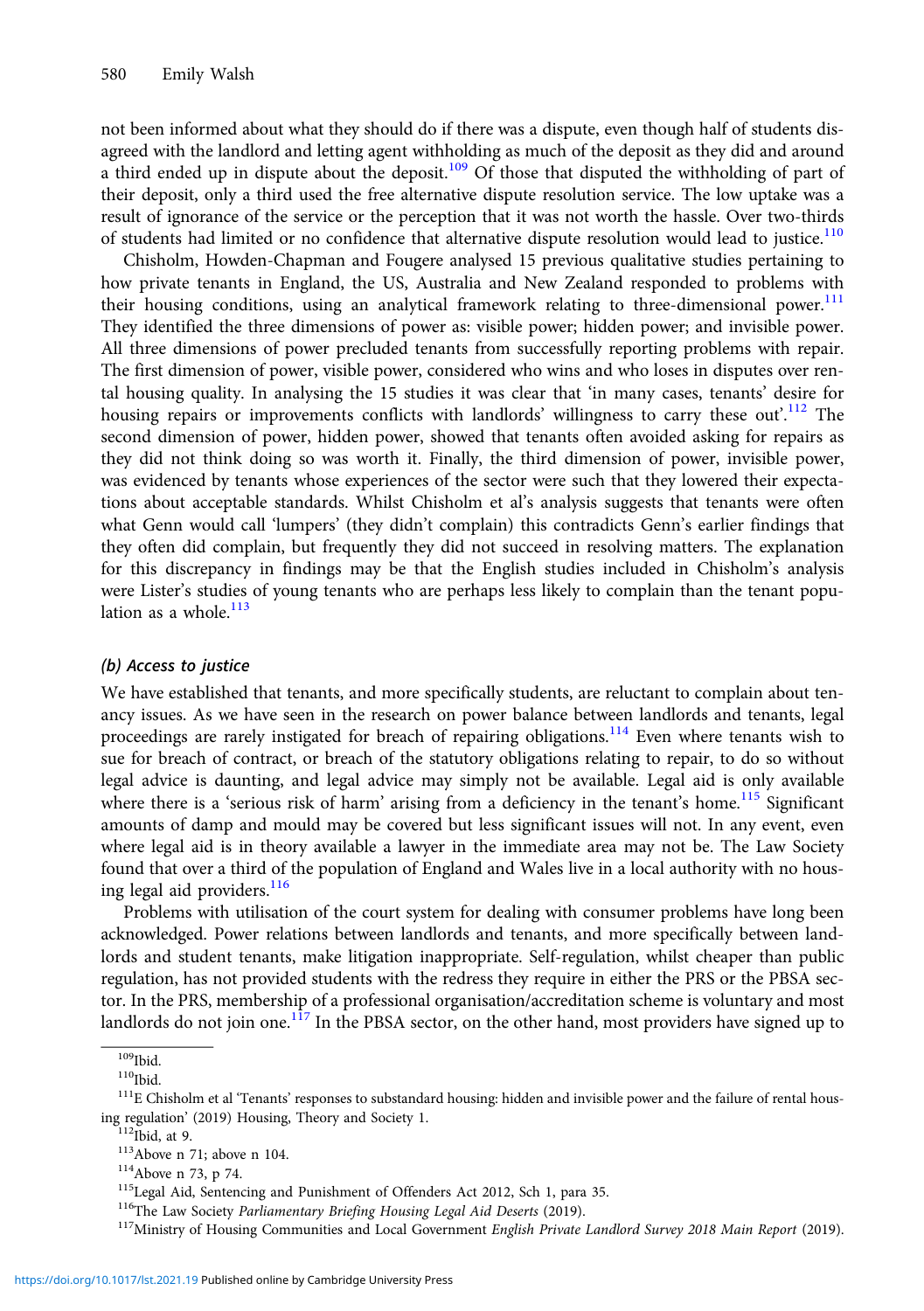not been informed about what they should do if there was a dispute, even though half of students disagreed with the landlord and letting agent withholding as much of the deposit as they did and around a third ended up in dispute about the deposit.[109] Of those that disputed the withholding of part of their deposit, only a third used the free alternative dispute resolution service. The low uptake was a result of ignorance of the service or the perception that it was not worth the hassle. Over two-thirds of students had limited or no confidence that alternative dispute resolution would lead to justice.[110]

Chisholm, Howden-Chapman and Fougere analysed 15 previous qualitative studies pertaining to how private tenants in England, the US, Australia and New Zealand responded to problems with their housing conditions, using an analytical framework relating to three-dimensional power.[111] They identified the three dimensions of power as: visible power; hidden power; and invisible power. All three dimensions of power precluded tenants from successfully reporting problems with repair. The first dimension of power, visible power, considered who wins and who loses in disputes over rental housing quality. In analysing the 15 studies it was clear that 'in many cases, tenants' desire for housing repairs or improvements conflicts with landlords' willingness to carry these out'.[112] The second dimension of power, hidden power, showed that tenants often avoided asking for repairs as they did not think doing so was worth it. Finally, the third dimension of power, invisible power, was evidenced by tenants whose experiences of the sector were such that they lowered their expectations about acceptable standards. Whilst Chisholm et al's analysis suggests that tenants were often what Genn would call 'lumpers' (they didn't complain) this contradicts Genn's earlier findings that they often did complain, but frequently they did not succeed in resolving matters. The explanation for this discrepancy in findings may be that the English studies included in Chisholm's analysis were Lister's studies of young tenants who are perhaps less likely to complain than the tenant population as a whole.[113]

### *(b) Access to justice*

We have established that tenants, and more specifically students, are reluctant to complain about tenancy issues. As we have seen in the research on power balance between landlords and tenants, legal proceedings are rarely instigated for breach of repairing obligations.[114] Even where tenants wish to sue for breach of contract, or breach of the statutory obligations relating to repair, to do so without legal advice is daunting, and legal advice may simply not be available. Legal aid is only available where there is a 'serious risk of harm' arising from a deficiency in the tenant's home.[115] Significant amounts of damp and mould may be covered but less significant issues will not. In any event, even where legal aid is in theory available a lawyer in the immediate area may not be. The Law Society found that over a third of the population of England and Wales live in a local authority with no housing legal aid providers.[116]

Problems with utilisation of the court system for dealing with consumer problems have long been acknowledged. Power relations between landlords and tenants, and more specifically between landlords and student tenants, make litigation inappropriate. Self-regulation, whilst cheaper than public regulation, has not provided students with the redress they require in either the PRS or the PBSA sector. In the PRS, membership of a professional organisation/accreditation scheme is voluntary and most landlords do not join one.[117] In the PBSA sector, on the other hand, most providers have signed up to

---

[109] Ibid.

[110] Ibid.

[111] E Chisholm et al 'Tenants' responses to substandard housing: hidden and invisible power and the failure of rental housing regulation' (2019) Housing, Theory and Society 1.

[112] Ibid, at 9.

[113] Above n 71; above n 104.

[114] Above n 73, p 74.

[115] Legal Aid, Sentencing and Punishment of Offenders Act 2012, Sch 1, para 35.

[116] The Law Society *Parliamentary Briefing Housing Legal Aid Deserts* (2019).

[117] Ministry of Housing Communities and Local Government *English Private Landlord Survey 2018 Main Report* (2019).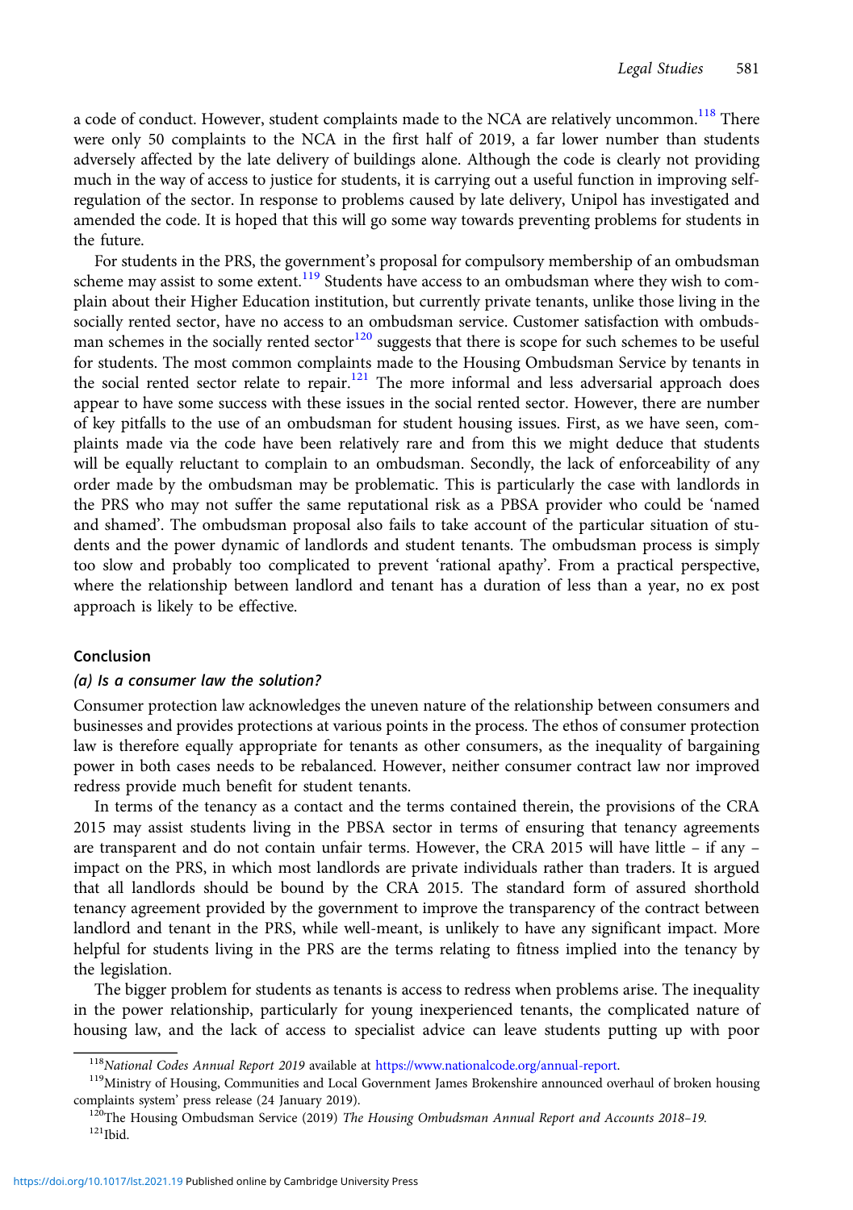a code of conduct. However, student complaints made to the NCA are relatively uncommon.[118] There were only 50 complaints to the NCA in the first half of 2019, a far lower number than students adversely affected by the late delivery of buildings alone. Although the code is clearly not providing much in the way of access to justice for students, it is carrying out a useful function in improving self-regulation of the sector. In response to problems caused by late delivery, Unipol has investigated and amended the code. It is hoped that this will go some way towards preventing problems for students in the future.

For students in the PRS, the government's proposal for compulsory membership of an ombudsman scheme may assist to some extent.[119] Students have access to an ombudsman where they wish to complain about their Higher Education institution, but currently private tenants, unlike those living in the socially rented sector, have no access to an ombudsman service. Customer satisfaction with ombudsman schemes in the socially rented sector[120] suggests that there is scope for such schemes to be useful for students. The most common complaints made to the Housing Ombudsman Service by tenants in the social rented sector relate to repair.[121] The more informal and less adversarial approach does appear to have some success with these issues in the social rented sector. However, there are number of key pitfalls to the use of an ombudsman for student housing issues. First, as we have seen, complaints made via the code have been relatively rare and from this we might deduce that students will be equally reluctant to complain to an ombudsman. Secondly, the lack of enforceability of any order made by the ombudsman may be problematic. This is particularly the case with landlords in the PRS who may not suffer the same reputational risk as a PBSA provider who could be 'named and shamed'. The ombudsman proposal also fails to take account of the particular situation of students and the power dynamic of landlords and student tenants. The ombudsman process is simply too slow and probably too complicated to prevent 'rational apathy'. From a practical perspective, where the relationship between landlord and tenant has a duration of less than a year, no ex post approach is likely to be effective.

## Conclusion

### *(a) Is a consumer law the solution?*

Consumer protection law acknowledges the uneven nature of the relationship between consumers and businesses and provides protections at various points in the process. The ethos of consumer protection law is therefore equally appropriate for tenants as other consumers, as the inequality of bargaining power in both cases needs to be rebalanced. However, neither consumer contract law nor improved redress provide much benefit for student tenants.

In terms of the tenancy as a contact and the terms contained therein, the provisions of the CRA 2015 may assist students living in the PBSA sector in terms of ensuring that tenancy agreements are transparent and do not contain unfair terms. However, the CRA 2015 will have little – if any – impact on the PRS, in which most landlords are private individuals rather than traders. It is argued that all landlords should be bound by the CRA 2015. The standard form of assured shorthold tenancy agreement provided by the government to improve the transparency of the contract between landlord and tenant in the PRS, while well-meant, is unlikely to have any significant impact. More helpful for students living in the PRS are the terms relating to fitness implied into the tenancy by the legislation.

The bigger problem for students as tenants is access to redress when problems arise. The inequality in the power relationship, particularly for young inexperienced tenants, the complicated nature of housing law, and the lack of access to specialist advice can leave students putting up with poor

---

[118] *National Codes Annual Report 2019* available at https://www.nationalcode.org/annual-report.

[119] Ministry of Housing, Communities and Local Government James Brokenshire announced overhaul of broken housing complaints system' press release (24 January 2019).

[120] The Housing Ombudsman Service (2019) *The Housing Ombudsman Annual Report and Accounts 2018–19.*

[121] Ibid.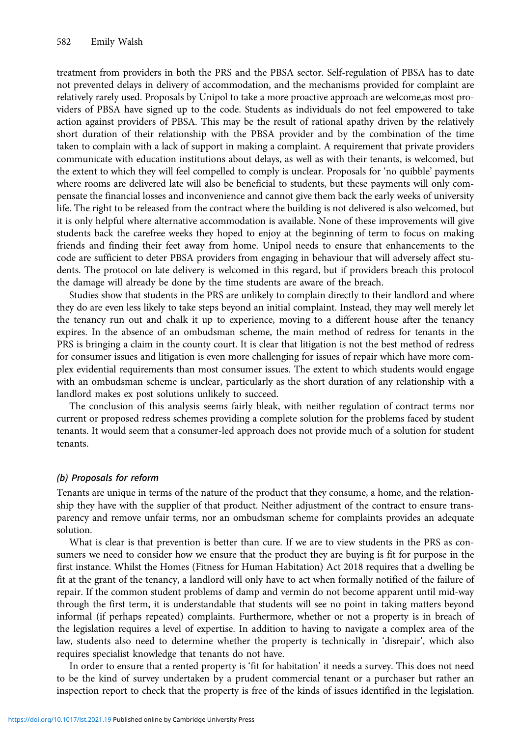treatment from providers in both the PRS and the PBSA sector. Self-regulation of PBSA has to date not prevented delays in delivery of accommodation, and the mechanisms provided for complaint are relatively rarely used. Proposals by Unipol to take a more proactive approach are welcome,as most providers of PBSA have signed up to the code. Students as individuals do not feel empowered to take action against providers of PBSA. This may be the result of rational apathy driven by the relatively short duration of their relationship with the PBSA provider and by the combination of the time taken to complain with a lack of support in making a complaint. A requirement that private providers communicate with education institutions about delays, as well as with their tenants, is welcomed, but the extent to which they will feel compelled to comply is unclear. Proposals for 'no quibble' payments where rooms are delivered late will also be beneficial to students, but these payments will only compensate the financial losses and inconvenience and cannot give them back the early weeks of university life. The right to be released from the contract where the building is not delivered is also welcomed, but it is only helpful where alternative accommodation is available. None of these improvements will give students back the carefree weeks they hoped to enjoy at the beginning of term to focus on making friends and finding their feet away from home. Unipol needs to ensure that enhancements to the code are sufficient to deter PBSA providers from engaging in behaviour that will adversely affect students. The protocol on late delivery is welcomed in this regard, but if providers breach this protocol the damage will already be done by the time students are aware of the breach.

Studies show that students in the PRS are unlikely to complain directly to their landlord and where they do are even less likely to take steps beyond an initial complaint. Instead, they may well merely let the tenancy run out and chalk it up to experience, moving to a different house after the tenancy expires. In the absence of an ombudsman scheme, the main method of redress for tenants in the PRS is bringing a claim in the county court. It is clear that litigation is not the best method of redress for consumer issues and litigation is even more challenging for issues of repair which have more complex evidential requirements than most consumer issues. The extent to which students would engage with an ombudsman scheme is unclear, particularly as the short duration of any relationship with a landlord makes ex post solutions unlikely to succeed.

The conclusion of this analysis seems fairly bleak, with neither regulation of contract terms nor current or proposed redress schemes providing a complete solution for the problems faced by student tenants. It would seem that a consumer-led approach does not provide much of a solution for student tenants.

### *(b) Proposals for reform*

Tenants are unique in terms of the nature of the product that they consume, a home, and the relationship they have with the supplier of that product. Neither adjustment of the contract to ensure transparency and remove unfair terms, nor an ombudsman scheme for complaints provides an adequate solution.

What is clear is that prevention is better than cure. If we are to view students in the PRS as consumers we need to consider how we ensure that the product they are buying is fit for purpose in the first instance. Whilst the Homes (Fitness for Human Habitation) Act 2018 requires that a dwelling be fit at the grant of the tenancy, a landlord will only have to act when formally notified of the failure of repair. If the common student problems of damp and vermin do not become apparent until mid-way through the first term, it is understandable that students will see no point in taking matters beyond informal (if perhaps repeated) complaints. Furthermore, whether or not a property is in breach of the legislation requires a level of expertise. In addition to having to navigate a complex area of the law, students also need to determine whether the property is technically in 'disrepair', which also requires specialist knowledge that tenants do not have.

In order to ensure that a rented property is 'fit for habitation' it needs a survey. This does not need to be the kind of survey undertaken by a prudent commercial tenant or a purchaser but rather an inspection report to check that the property is free of the kinds of issues identified in the legislation.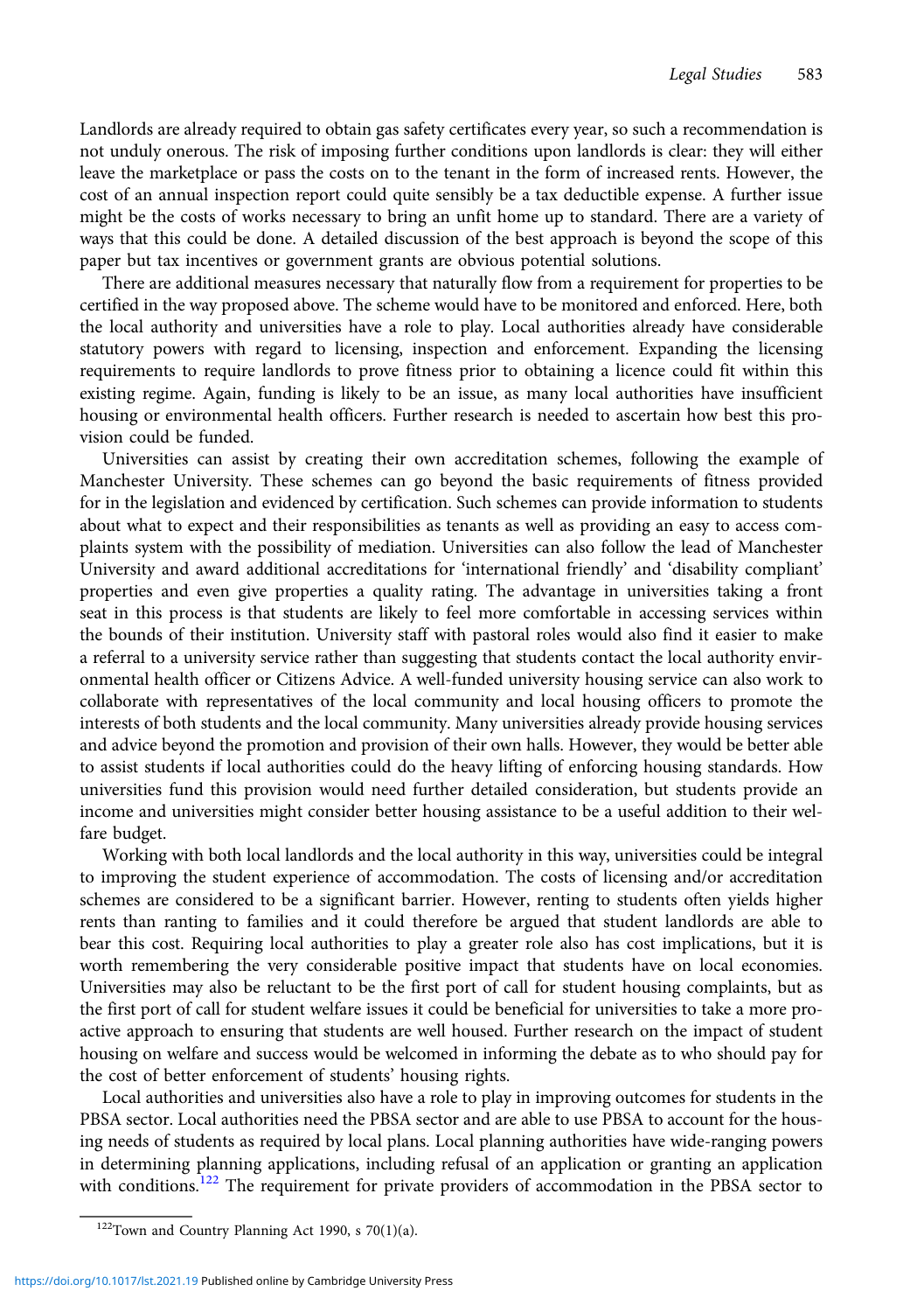Landlords are already required to obtain gas safety certificates every year, so such a recommendation is not unduly onerous. The risk of imposing further conditions upon landlords is clear: they will either leave the marketplace or pass the costs on to the tenant in the form of increased rents. However, the cost of an annual inspection report could quite sensibly be a tax deductible expense. A further issue might be the costs of works necessary to bring an unfit home up to standard. There are a variety of ways that this could be done. A detailed discussion of the best approach is beyond the scope of this paper but tax incentives or government grants are obvious potential solutions.

There are additional measures necessary that naturally flow from a requirement for properties to be certified in the way proposed above. The scheme would have to be monitored and enforced. Here, both the local authority and universities have a role to play. Local authorities already have considerable statutory powers with regard to licensing, inspection and enforcement. Expanding the licensing requirements to require landlords to prove fitness prior to obtaining a licence could fit within this existing regime. Again, funding is likely to be an issue, as many local authorities have insufficient housing or environmental health officers. Further research is needed to ascertain how best this provision could be funded.

Universities can assist by creating their own accreditation schemes, following the example of Manchester University. These schemes can go beyond the basic requirements of fitness provided for in the legislation and evidenced by certification. Such schemes can provide information to students about what to expect and their responsibilities as tenants as well as providing an easy to access complaints system with the possibility of mediation. Universities can also follow the lead of Manchester University and award additional accreditations for 'international friendly' and 'disability compliant' properties and even give properties a quality rating. The advantage in universities taking a front seat in this process is that students are likely to feel more comfortable in accessing services within the bounds of their institution. University staff with pastoral roles would also find it easier to make a referral to a university service rather than suggesting that students contact the local authority environmental health officer or Citizens Advice. A well-funded university housing service can also work to collaborate with representatives of the local community and local housing officers to promote the interests of both students and the local community. Many universities already provide housing services and advice beyond the promotion and provision of their own halls. However, they would be better able to assist students if local authorities could do the heavy lifting of enforcing housing standards. How universities fund this provision would need further detailed consideration, but students provide an income and universities might consider better housing assistance to be a useful addition to their welfare budget.

Working with both local landlords and the local authority in this way, universities could be integral to improving the student experience of accommodation. The costs of licensing and/or accreditation schemes are considered to be a significant barrier. However, renting to students often yields higher rents than ranting to families and it could therefore be argued that student landlords are able to bear this cost. Requiring local authorities to play a greater role also has cost implications, but it is worth remembering the very considerable positive impact that students have on local economies. Universities may also be reluctant to be the first port of call for student housing complaints, but as the first port of call for student welfare issues it could be beneficial for universities to take a more proactive approach to ensuring that students are well housed. Further research on the impact of student housing on welfare and success would be welcomed in informing the debate as to who should pay for the cost of better enforcement of students' housing rights.

Local authorities and universities also have a role to play in improving outcomes for students in the PBSA sector. Local authorities need the PBSA sector and are able to use PBSA to account for the housing needs of students as required by local plans. Local planning authorities have wide-ranging powers in determining planning applications, including refusal of an application or granting an application with conditions.[122] The requirement for private providers of accommodation in the PBSA sector to

[122] Town and Country Planning Act 1990, s 70(1)(a).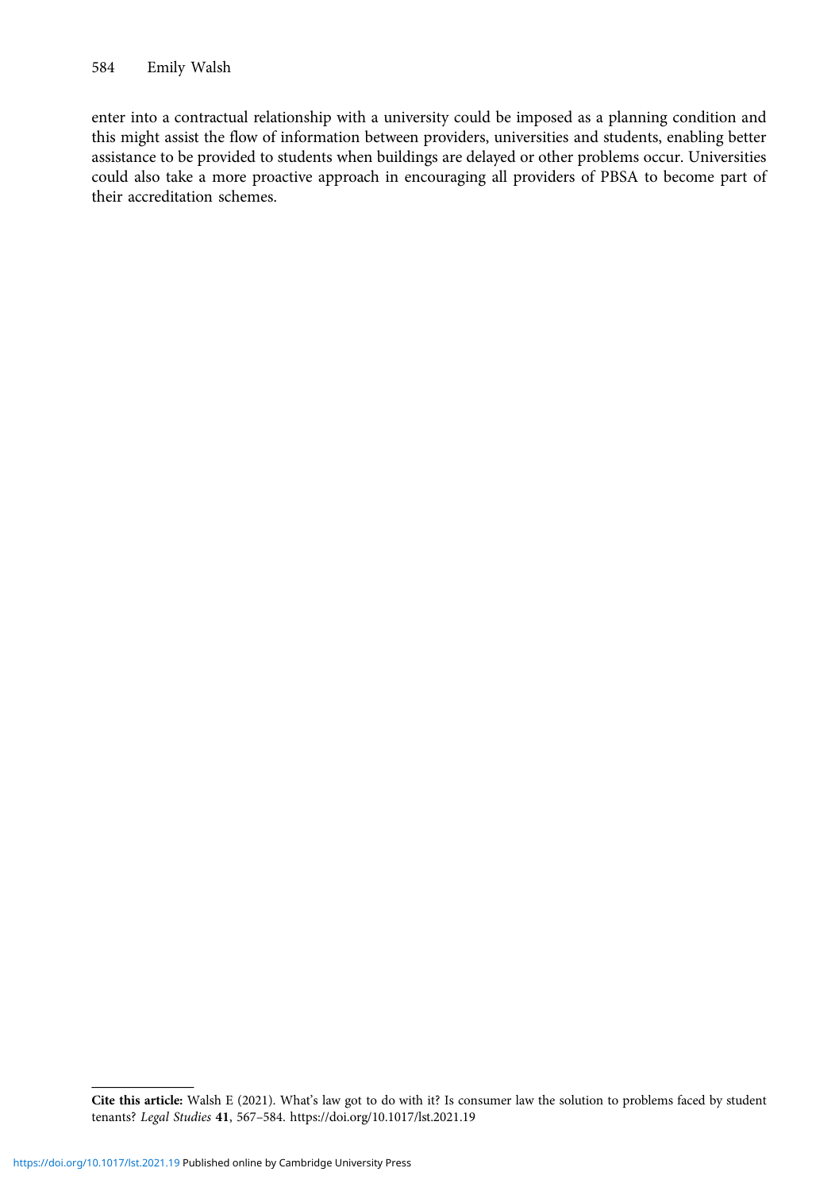enter into a contractual relationship with a university could be imposed as a planning condition and this might assist the flow of information between providers, universities and students, enabling better assistance to be provided to students when buildings are delayed or other problems occur. Universities could also take a more proactive approach in encouraging all providers of PBSA to become part of their accreditation schemes.

**Cite this article:** Walsh E (2021). What's law got to do with it? Is consumer law the solution to problems faced by student tenants? *Legal Studies* **41**, 567–584. https://doi.org/10.1017/lst.2021.19